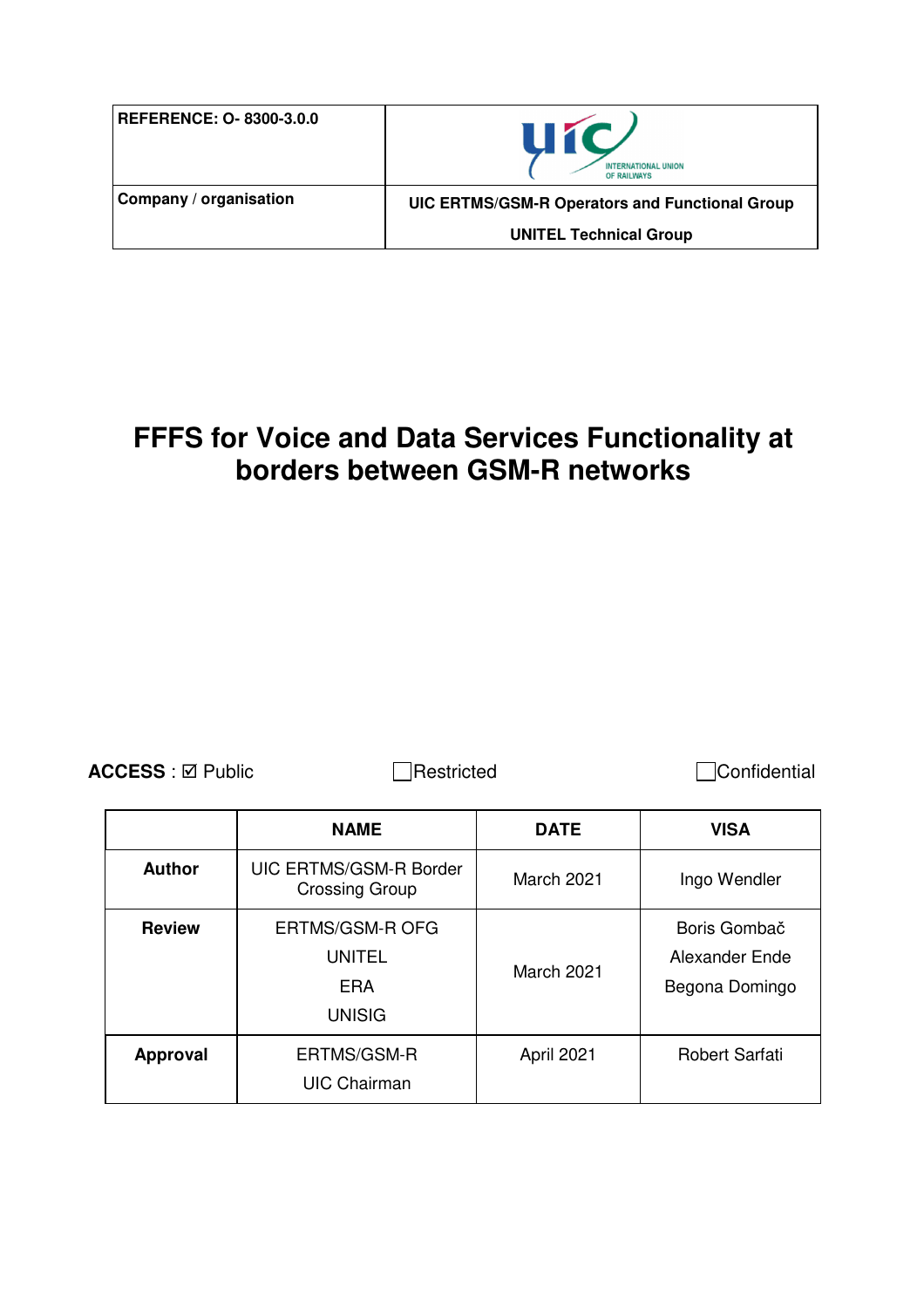| | |
|---|---|
| **REFERENCE: O- 8300-3.0.0** | INTERNATIONAL UNION OF RAILWAYS |
| **Company / organisation** | **UIC ERTMS/GSM-R Operators and Functional Group**<br>**UNITEL Technical Group** |

# FFFS for Voice and Data Services Functionality at borders between GSM-R networks

**ACCESS** : ☑ Public ☐Restricted ☐Confidential

| | NAME | DATE | VISA |
|---|---|---|---|
| **Author** | UIC ERTMS/GSM-R Border Crossing Group | March 2021 | Ingo Wendler |
| **Review** | ERTMS/GSM-R OFG<br>UNITEL<br>ERA<br>UNISIG | March 2021 | Boris Gombač<br>Alexander Ende<br>Begona Domingo |
| **Approval** | ERTMS/GSM-R<br>UIC Chairman | April 2021 | Robert Sarfati |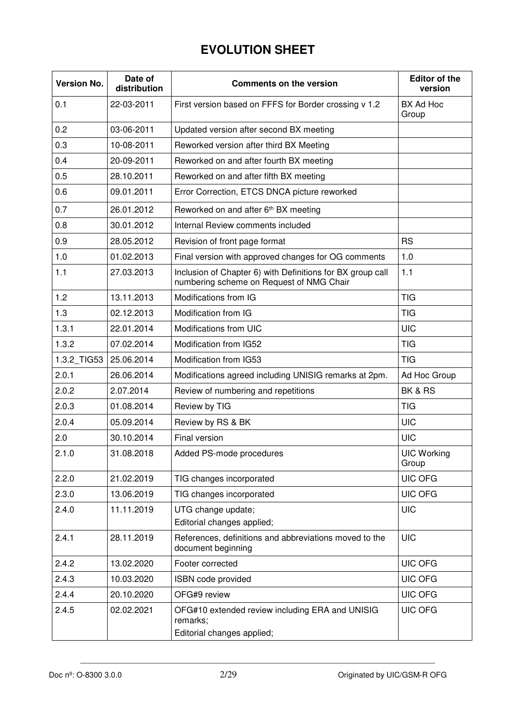# EVOLUTION SHEET

| Version No. | Date of distribution | Comments on the version | Editor of the version |
|---|---|---|---|
| 0.1 | 22-03-2011 | First version based on FFFS for Border crossing v 1.2 | BX Ad Hoc Group |
| 0.2 | 03-06-2011 | Updated version after second BX meeting | |
| 0.3 | 10-08-2011 | Reworked version after third BX Meeting | |
| 0.4 | 20-09-2011 | Reworked on and after fourth BX meeting | |
| 0.5 | 28.10.2011 | Reworked on and after fifth BX meeting | |
| 0.6 | 09.01.2011 | Error Correction, ETCS DNCA picture reworked | |
| 0.7 | 26.01.2012 | Reworked on and after 6th BX meeting | |
| 0.8 | 30.01.2012 | Internal Review comments included | |
| 0.9 | 28.05.2012 | Revision of front page format | RS |
| 1.0 | 01.02.2013 | Final version with approved changes for OG comments | 1.0 |
| 1.1 | 27.03.2013 | Inclusion of Chapter 6) with Definitions for BX group call numbering scheme on Request of NMG Chair | 1.1 |
| 1.2 | 13.11.2013 | Modifications from IG | TIG |
| 1.3 | 02.12.2013 | Modification from IG | TIG |
| 1.3.1 | 22.01.2014 | Modifications from UIC | UIC |
| 1.3.2 | 07.02.2014 | Modification from IG52 | TIG |
| 1.3.2_TIG53 | 25.06.2014 | Modification from IG53 | TIG |
| 2.0.1 | 26.06.2014 | Modifications agreed including UNISIG remarks at 2pm. | Ad Hoc Group |
| 2.0.2 | 2.07.2014 | Review of numbering and repetitions | BK & RS |
| 2.0.3 | 01.08.2014 | Review by TIG | TIG |
| 2.0.4 | 05.09.2014 | Review by RS & BK | UIC |
| 2.0 | 30.10.2014 | Final version | UIC |
| 2.1.0 | 31.08.2018 | Added PS-mode procedures | UIC Working Group |
| 2.2.0 | 21.02.2019 | TIG changes incorporated | UIC OFG |
| 2.3.0 | 13.06.2019 | TIG changes incorporated | UIC OFG |
| 2.4.0 | 11.11.2019 | UTG change update;<br>Editorial changes applied; | UIC |
| 2.4.1 | 28.11.2019 | References, definitions and abbreviations moved to the document beginning | UIC |
| 2.4.2 | 13.02.2020 | Footer corrected | UIC OFG |
| 2.4.3 | 10.03.2020 | ISBN code provided | UIC OFG |
| 2.4.4 | 20.10.2020 | OFG#9 review | UIC OFG |
| 2.4.5 | 02.02.2021 | OFG#10 extended review including ERA and UNISIG remarks;<br>Editorial changes applied; | UIC OFG |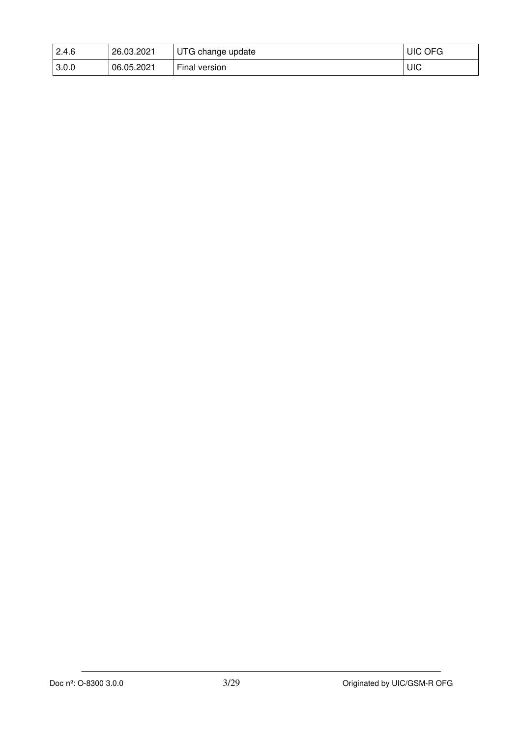| | | | |
|---|---|---|---|
| 2.4.6 | 26.03.2021 | UTG change update | UIC OFG |
| 3.0.0 | 06.05.2021 | Final version | UIC |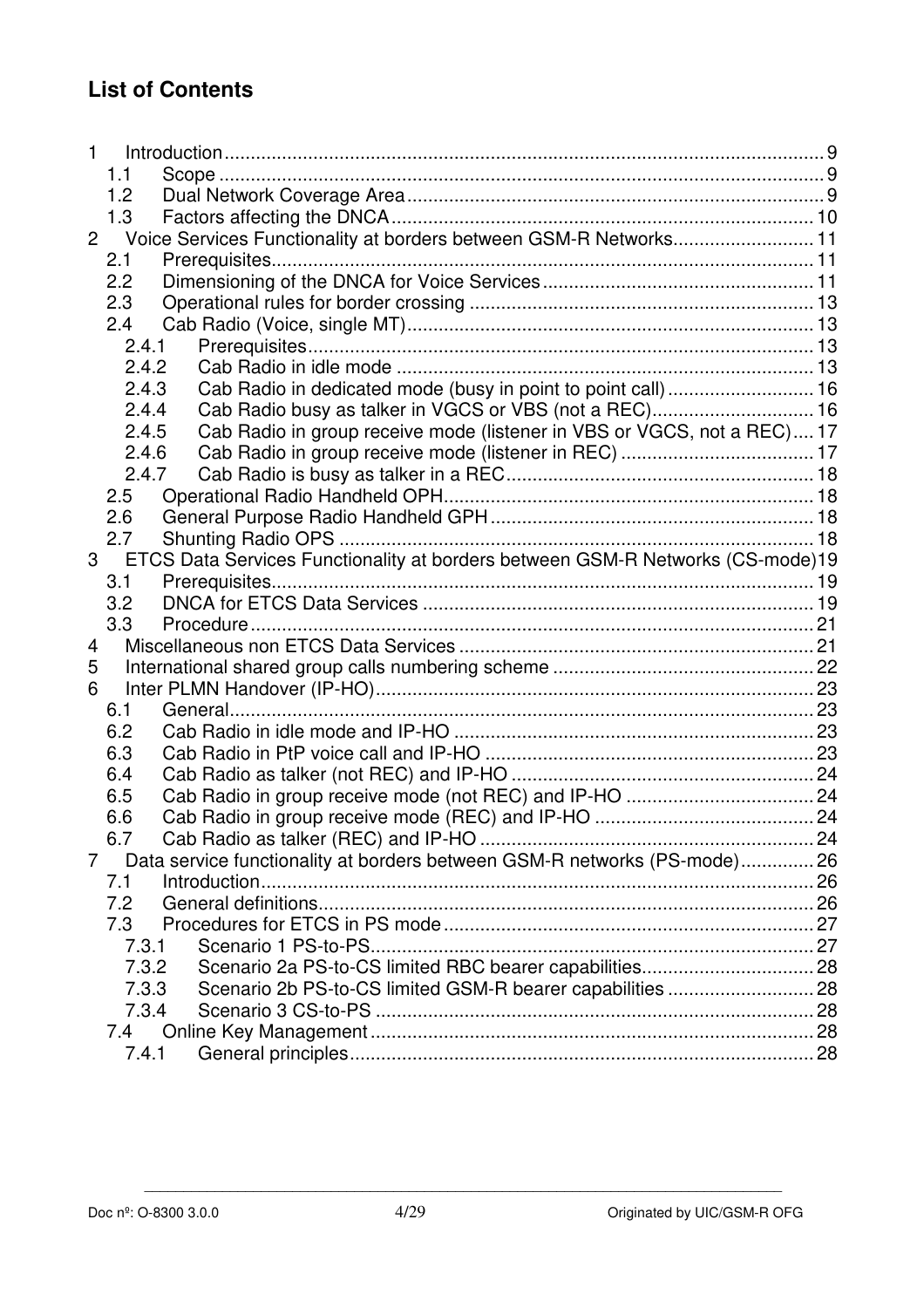## List of Contents

1 Introduction ... 9
- 1.1 Scope ... 9
- 1.2 Dual Network Coverage Area ... 9
- 1.3 Factors affecting the DNCA ... 10

2 Voice Services Functionality at borders between GSM-R Networks ... 11
- 2.1 Prerequisites ... 11
- 2.2 Dimensioning of the DNCA for Voice Services ... 11
- 2.3 Operational rules for border crossing ... 13
- 2.4 Cab Radio (Voice, single MT) ... 13
  - 2.4.1 Prerequisites ... 13
  - 2.4.2 Cab Radio in idle mode ... 13
  - 2.4.3 Cab Radio in dedicated mode (busy in point to point call) ... 16
  - 2.4.4 Cab Radio busy as talker in VGCS or VBS (not a REC) ... 16
  - 2.4.5 Cab Radio in group receive mode (listener in VBS or VGCS, not a REC) ... 17
  - 2.4.6 Cab Radio in group receive mode (listener in REC) ... 17
  - 2.4.7 Cab Radio is busy as talker in a REC ... 18
- 2.5 Operational Radio Handheld OPH ... 18
- 2.6 General Purpose Radio Handheld GPH ... 18
- 2.7 Shunting Radio OPS ... 18

3 ETCS Data Services Functionality at borders between GSM-R Networks (CS-mode) 19
- 3.1 Prerequisites ... 19
- 3.2 DNCA for ETCS Data Services ... 19
- 3.3 Procedure ... 21

4 Miscellaneous non ETCS Data Services ... 21

5 International shared group calls numbering scheme ... 22

6 Inter PLMN Handover (IP-HO) ... 23
- 6.1 General ... 23
- 6.2 Cab Radio in idle mode and IP-HO ... 23
- 6.3 Cab Radio in PtP voice call and IP-HO ... 23
- 6.4 Cab Radio as talker (not REC) and IP-HO ... 24
- 6.5 Cab Radio in group receive mode (not REC) and IP-HO ... 24
- 6.6 Cab Radio in group receive mode (REC) and IP-HO ... 24
- 6.7 Cab Radio as talker (REC) and IP-HO ... 24

7 Data service functionality at borders between GSM-R networks (PS-mode) ... 26
- 7.1 Introduction ... 26
- 7.2 General definitions ... 26
- 7.3 Procedures for ETCS in PS mode ... 27
  - 7.3.1 Scenario 1 PS-to-PS ... 27
  - 7.3.2 Scenario 2a PS-to-CS limited RBC bearer capabilities ... 28
  - 7.3.3 Scenario 2b PS-to-CS limited GSM-R bearer capabilities ... 28
  - 7.3.4 Scenario 3 CS-to-PS ... 28
- 7.4 Online Key Management ... 28
  - 7.4.1 General principles ... 28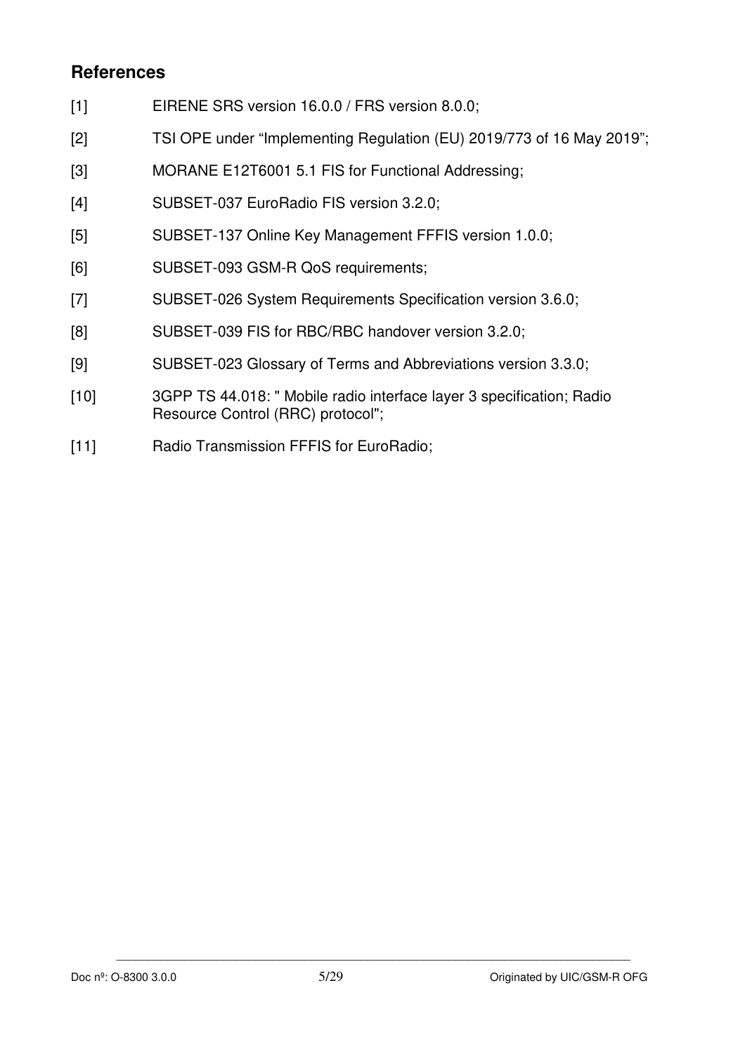## References

[1] EIRENE SRS version 16.0.0 / FRS version 8.0.0;

[2] TSI OPE under "Implementing Regulation (EU) 2019/773 of 16 May 2019";

[3] MORANE E12T6001 5.1 FIS for Functional Addressing;

[4] SUBSET-037 EuroRadio FIS version 3.2.0;

[5] SUBSET-137 Online Key Management FFFIS version 1.0.0;

[6] SUBSET-093 GSM-R QoS requirements;

[7] SUBSET-026 System Requirements Specification version 3.6.0;

[8] SUBSET-039 FIS for RBC/RBC handover version 3.2.0;

[9] SUBSET-023 Glossary of Terms and Abbreviations version 3.3.0;

[10] 3GPP TS 44.018: " Mobile radio interface layer 3 specification; Radio Resource Control (RRC) protocol";

[11] Radio Transmission FFFIS for EuroRadio;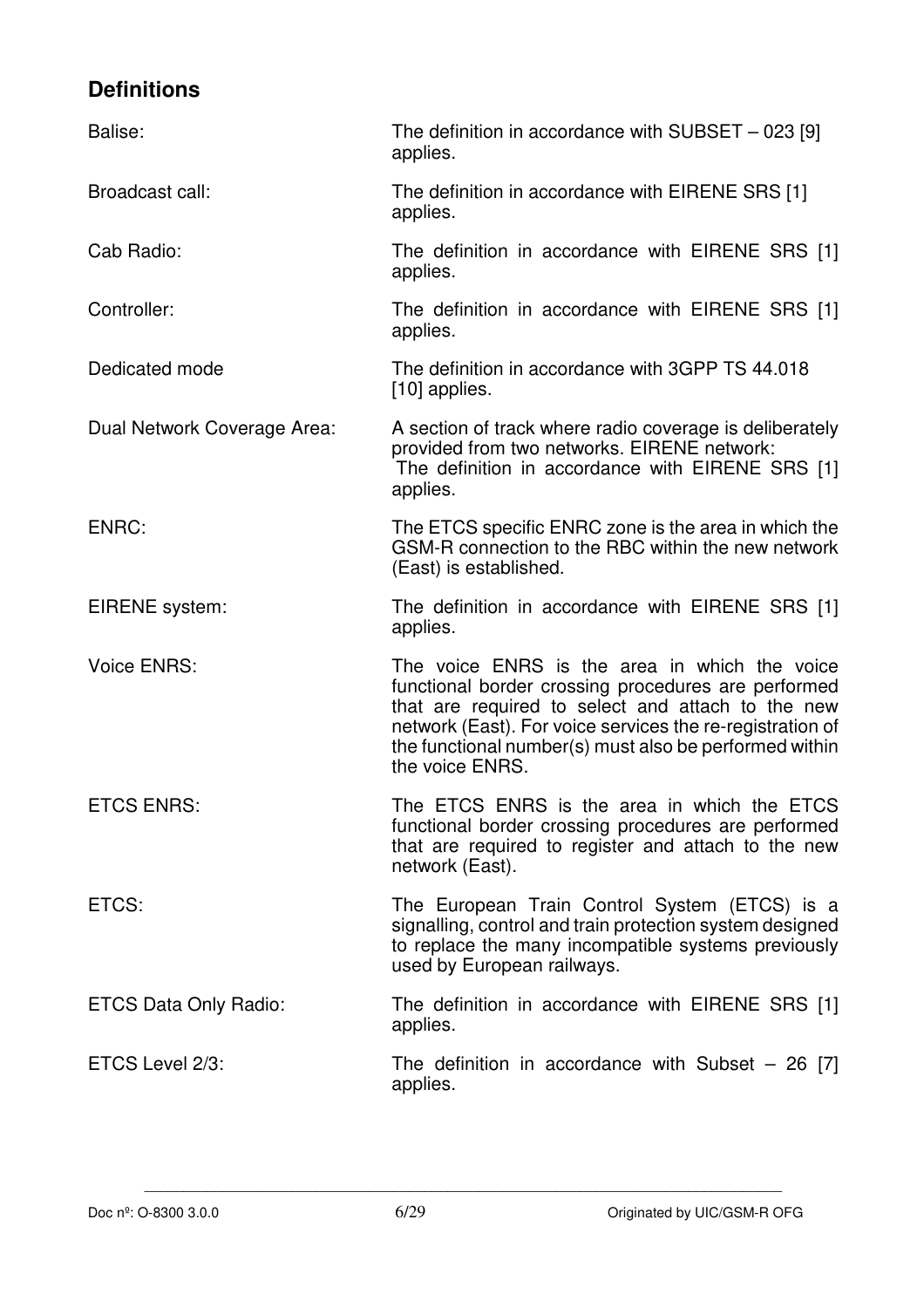## Definitions

| | |
|---|---|
| Balise: | The definition in accordance with SUBSET – 023 [9] applies. |
| Broadcast call: | The definition in accordance with EIRENE SRS [1] applies. |
| Cab Radio: | The definition in accordance with EIRENE SRS [1] applies. |
| Controller: | The definition in accordance with EIRENE SRS [1] applies. |
| Dedicated mode | The definition in accordance with 3GPP TS 44.018 [10] applies. |
| Dual Network Coverage Area: | A section of track where radio coverage is deliberately provided from two networks. EIRENE network: The definition in accordance with EIRENE SRS [1] applies. |
| ENRC: | The ETCS specific ENRC zone is the area in which the GSM-R connection to the RBC within the new network (East) is established. |
| EIRENE system: | The definition in accordance with EIRENE SRS [1] applies. |
| Voice ENRS: | The voice ENRS is the area in which the voice functional border crossing procedures are performed that are required to select and attach to the new network (East). For voice services the re-registration of the functional number(s) must also be performed within the voice ENRS. |
| ETCS ENRS: | The ETCS ENRS is the area in which the ETCS functional border crossing procedures are performed that are required to register and attach to the new network (East). |
| ETCS: | The European Train Control System (ETCS) is a signalling, control and train protection system designed to replace the many incompatible systems previously used by European railways. |
| ETCS Data Only Radio: | The definition in accordance with EIRENE SRS [1] applies. |
| ETCS Level 2/3: | The definition in accordance with Subset – 26 [7] applies. |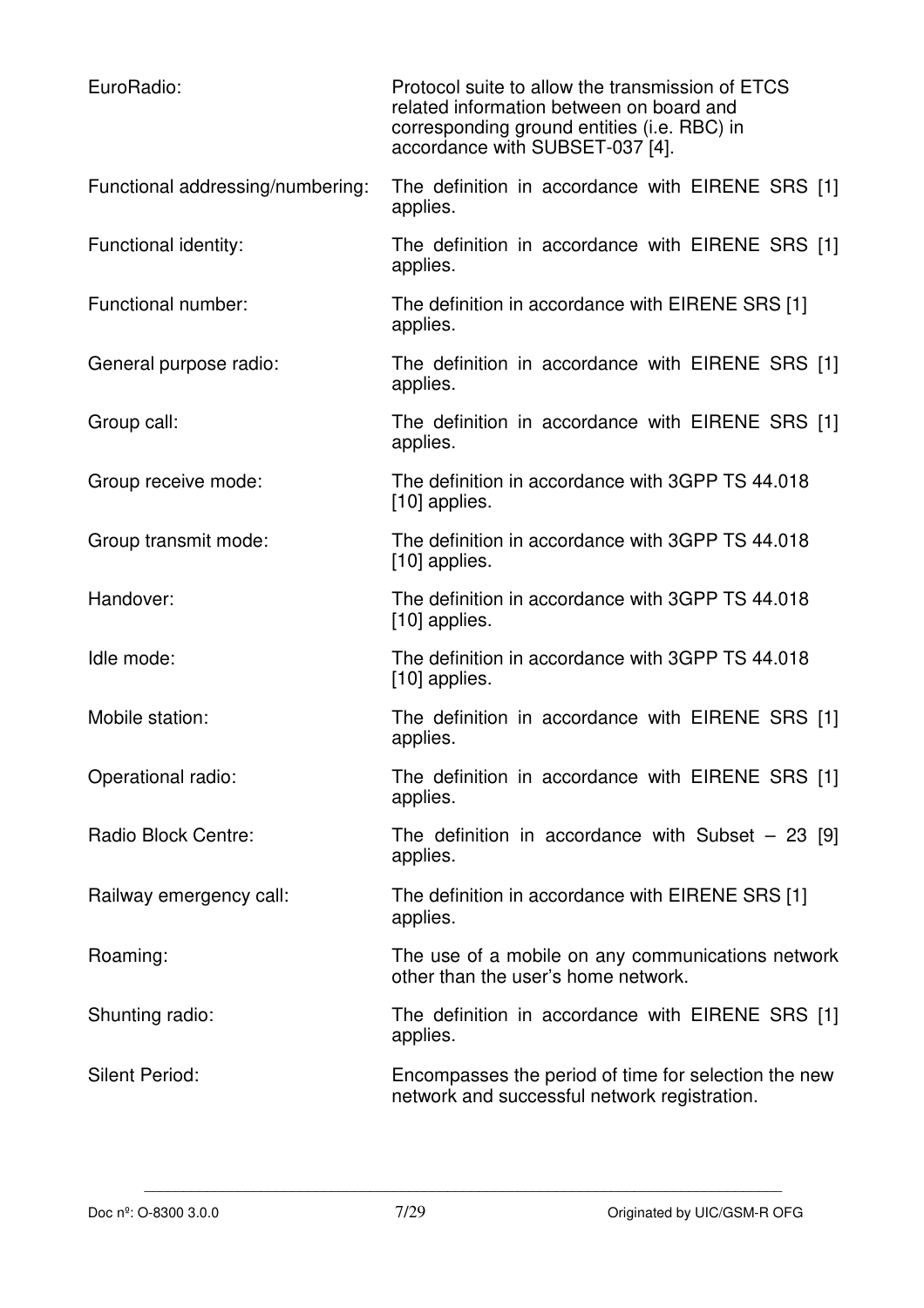| | |
|---|---|
| EuroRadio: | Protocol suite to allow the transmission of ETCS related information between on board and corresponding ground entities (i.e. RBC) in accordance with SUBSET-037 [4]. |
| Functional addressing/numbering: | The definition in accordance with EIRENE SRS [1] applies. |
| Functional identity: | The definition in accordance with EIRENE SRS [1] applies. |
| Functional number: | The definition in accordance with EIRENE SRS [1] applies. |
| General purpose radio: | The definition in accordance with EIRENE SRS [1] applies. |
| Group call: | The definition in accordance with EIRENE SRS [1] applies. |
| Group receive mode: | The definition in accordance with 3GPP TS 44.018 [10] applies. |
| Group transmit mode: | The definition in accordance with 3GPP TS 44.018 [10] applies. |
| Handover: | The definition in accordance with 3GPP TS 44.018 [10] applies. |
| Idle mode: | The definition in accordance with 3GPP TS 44.018 [10] applies. |
| Mobile station: | The definition in accordance with EIRENE SRS [1] applies. |
| Operational radio: | The definition in accordance with EIRENE SRS [1] applies. |
| Radio Block Centre: | The definition in accordance with Subset – 23 [9] applies. |
| Railway emergency call: | The definition in accordance with EIRENE SRS [1] applies. |
| Roaming: | The use of a mobile on any communications network other than the user's home network. |
| Shunting radio: | The definition in accordance with EIRENE SRS [1] applies. |
| Silent Period: | Encompasses the period of time for selection the new network and successful network registration. |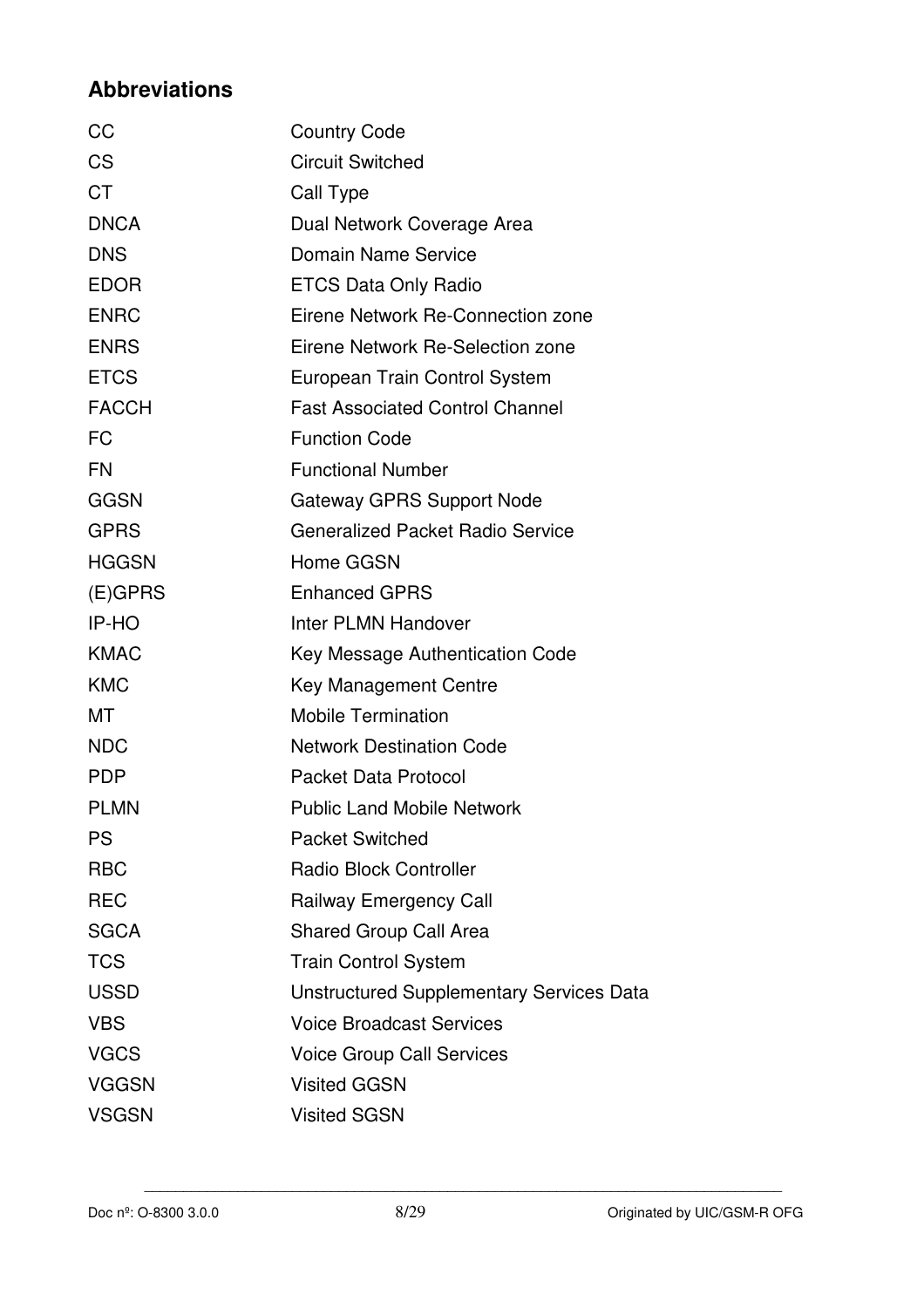## Abbreviations

| | |
|---|---|
| CC | Country Code |
| CS | Circuit Switched |
| CT | Call Type |
| DNCA | Dual Network Coverage Area |
| DNS | Domain Name Service |
| EDOR | ETCS Data Only Radio |
| ENRC | Eirene Network Re-Connection zone |
| ENRS | Eirene Network Re-Selection zone |
| ETCS | European Train Control System |
| FACCH | Fast Associated Control Channel |
| FC | Function Code |
| FN | Functional Number |
| GGSN | Gateway GPRS Support Node |
| GPRS | Generalized Packet Radio Service |
| HGGSN | Home GGSN |
| (E)GPRS | Enhanced GPRS |
| IP-HO | Inter PLMN Handover |
| KMAC | Key Message Authentication Code |
| KMC | Key Management Centre |
| MT | Mobile Termination |
| NDC | Network Destination Code |
| PDP | Packet Data Protocol |
| PLMN | Public Land Mobile Network |
| PS | Packet Switched |
| RBC | Radio Block Controller |
| REC | Railway Emergency Call |
| SGCA | Shared Group Call Area |
| TCS | Train Control System |
| USSD | Unstructured Supplementary Services Data |
| VBS | Voice Broadcast Services |
| VGCS | Voice Group Call Services |
| VGGSN | Visited GGSN |
| VSGSN | Visited SGSN |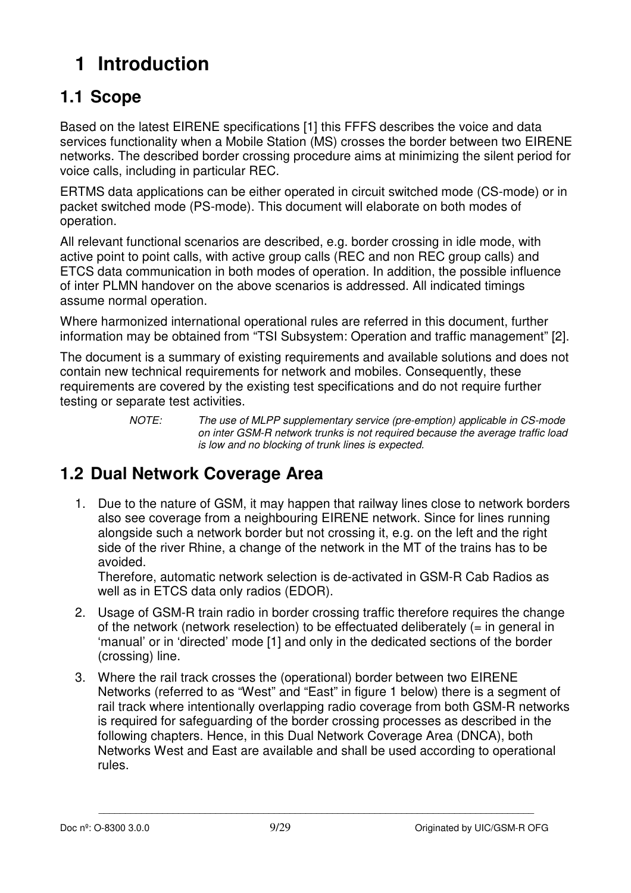# 1 Introduction

## 1.1 Scope

Based on the latest EIRENE specifications [1] this FFFS describes the voice and data services functionality when a Mobile Station (MS) crosses the border between two EIRENE networks. The described border crossing procedure aims at minimizing the silent period for voice calls, including in particular REC.

ERTMS data applications can be either operated in circuit switched mode (CS-mode) or in packet switched mode (PS-mode). This document will elaborate on both modes of operation.

All relevant functional scenarios are described, e.g. border crossing in idle mode, with active point to point calls, with active group calls (REC and non REC group calls) and ETCS data communication in both modes of operation. In addition, the possible influence of inter PLMN handover on the above scenarios is addressed. All indicated timings assume normal operation.

Where harmonized international operational rules are referred in this document, further information may be obtained from “TSI Subsystem: Operation and traffic management” [2].

The document is a summary of existing requirements and available solutions and does not contain new technical requirements for network and mobiles. Consequently, these requirements are covered by the existing test specifications and do not require further testing or separate test activities.

> *NOTE: The use of MLPP supplementary service (pre-emption) applicable in CS-mode on inter GSM-R network trunks is not required because the average traffic load is low and no blocking of trunk lines is expected.*

## 1.2 Dual Network Coverage Area

1. Due to the nature of GSM, it may happen that railway lines close to network borders also see coverage from a neighbouring EIRENE network. Since for lines running alongside such a network border but not crossing it, e.g. on the left and the right side of the river Rhine, a change of the network in the MT of the trains has to be avoided.
   Therefore, automatic network selection is de-activated in GSM-R Cab Radios as well as in ETCS data only radios (EDOR).
2. Usage of GSM-R train radio in border crossing traffic therefore requires the change of the network (network reselection) to be effectuated deliberately (= in general in ‘manual’ or in ‘directed’ mode [1] and only in the dedicated sections of the border (crossing) line.
3. Where the rail track crosses the (operational) border between two EIRENE Networks (referred to as “West” and “East” in figure 1 below) there is a segment of rail track where intentionally overlapping radio coverage from both GSM-R networks is required for safeguarding of the border crossing processes as described in the following chapters. Hence, in this Dual Network Coverage Area (DNCA), both Networks West and East are available and shall be used according to operational rules.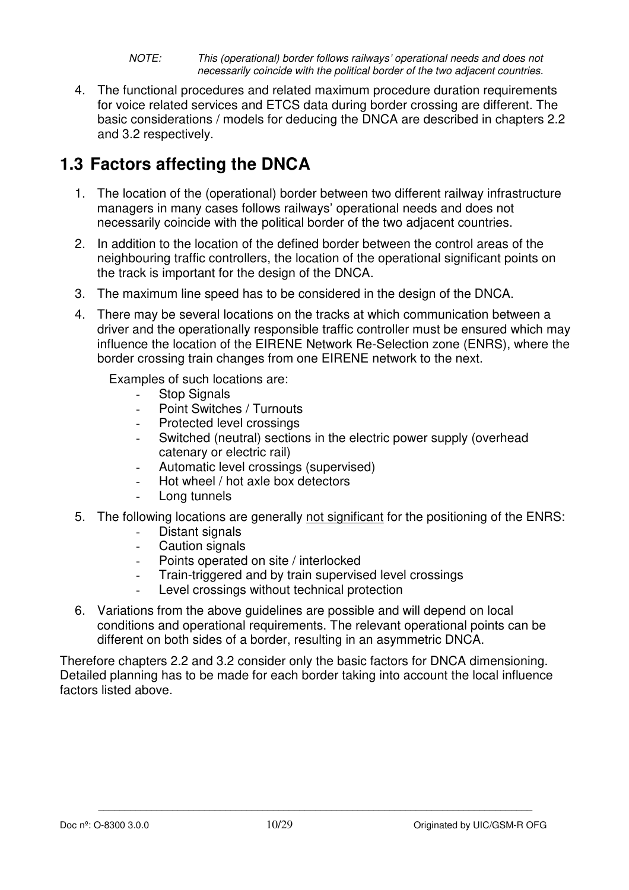*NOTE: This (operational) border follows railways' operational needs and does not necessarily coincide with the political border of the two adjacent countries.*

4. The functional procedures and related maximum procedure duration requirements for voice related services and ETCS data during border crossing are different. The basic considerations / models for deducing the DNCA are described in chapters 2.2 and 3.2 respectively.

## 1.3 Factors affecting the DNCA

1. The location of the (operational) border between two different railway infrastructure managers in many cases follows railways' operational needs and does not necessarily coincide with the political border of the two adjacent countries.
2. In addition to the location of the defined border between the control areas of the neighbouring traffic controllers, the location of the operational significant points on the track is important for the design of the DNCA.
3. The maximum line speed has to be considered in the design of the DNCA.
4. There may be several locations on the tracks at which communication between a driver and the operationally responsible traffic controller must be ensured which may influence the location of the EIRENE Network Re-Selection zone (ENRS), where the border crossing train changes from one EIRENE network to the next.

   Examples of such locations are:
   - Stop Signals
   - Point Switches / Turnouts
   - Protected level crossings
   - Switched (neutral) sections in the electric power supply (overhead catenary or electric rail)
   - Automatic level crossings (supervised)
   - Hot wheel / hot axle box detectors
   - Long tunnels
5. The following locations are generally <u>not significant</u> for the positioning of the ENRS:
   - Distant signals
   - Caution signals
   - Points operated on site / interlocked
   - Train-triggered and by train supervised level crossings
   - Level crossings without technical protection
6. Variations from the above guidelines are possible and will depend on local conditions and operational requirements. The relevant operational points can be different on both sides of a border, resulting in an asymmetric DNCA.

Therefore chapters 2.2 and 3.2 consider only the basic factors for DNCA dimensioning. Detailed planning has to be made for each border taking into account the local influence factors listed above.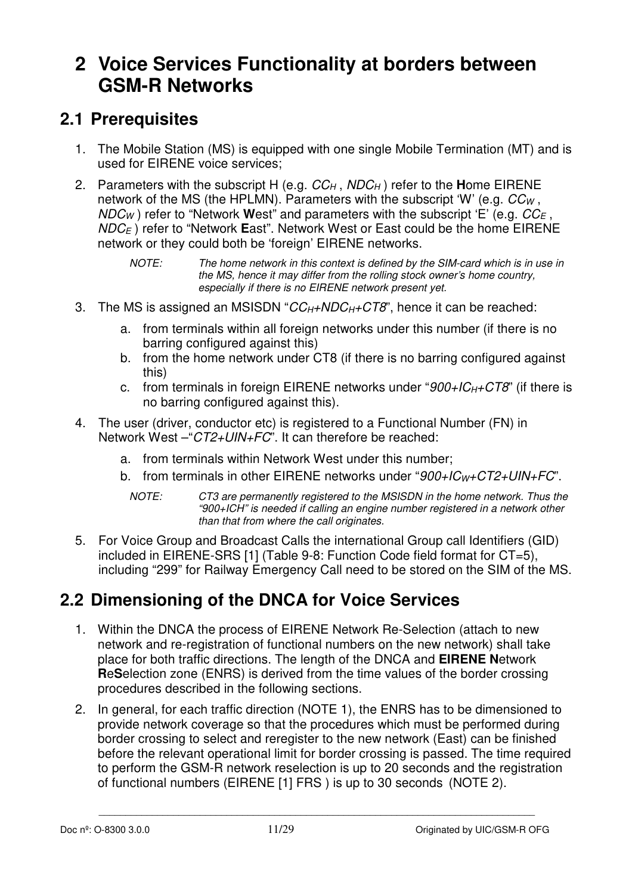# 2 Voice Services Functionality at borders between GSM-R Networks

## 2.1 Prerequisites

1. The Mobile Station (MS) is equipped with one single Mobile Termination (MT) and is used for EIRENE voice services;
2. Parameters with the subscript H (e.g. $CC_H$ , $NDC_H$ ) refer to the **H**ome EIRENE network of the MS (the HPLMN). Parameters with the subscript 'W' (e.g. $CC_W$ , $NDC_W$ ) refer to "Network **W**est" and parameters with the subscript 'E' (e.g. $CC_E$ , $NDC_E$ ) refer to "Network **E**ast". Network West or East could be the home EIRENE network or they could both be 'foreign' EIRENE networks.

   *NOTE: The home network in this context is defined by the SIM-card which is in use in the MS, hence it may differ from the rolling stock owner's home country, especially if there is no EIRENE network present yet.*

3. The MS is assigned an MSISDN "$CC_H$+$NDC_H$+*CT8*", hence it can be reached:
   a. from terminals within all foreign networks under this number (if there is no barring configured against this)
   b. from the home network under CT8 (if there is no barring configured against this)
   c. from terminals in foreign EIRENE networks under "*900*+$IC_H$+*CT8*" (if there is no barring configured against this).
4. The user (driver, conductor etc) is registered to a Functional Number (FN) in Network West –"*CT2+UIN+FC*". It can therefore be reached:
   a. from terminals within Network West under this number;
   b. from terminals in other EIRENE networks under "*900*+$IC_W$+*CT2+UIN+FC*".

   *NOTE: CT3 are permanently registered to the MSISDN in the home network. Thus the "900+ICH" is needed if calling an engine number registered in a network other than that from where the call originates.*

5. For Voice Group and Broadcast Calls the international Group call Identifiers (GID) included in EIRENE-SRS [1] (Table 9-8: Function Code field format for CT=5), including "299" for Railway Emergency Call need to be stored on the SIM of the MS.

## 2.2 Dimensioning of the DNCA for Voice Services

1. Within the DNCA the process of EIRENE Network Re-Selection (attach to new network and re-registration of functional numbers on the new network) shall take place for both traffic directions. The length of the DNCA and **EIRENE N**etwork **R**e**S**election zone (ENRS) is derived from the time values of the border crossing procedures described in the following sections.
2. In general, for each traffic direction (NOTE 1), the ENRS has to be dimensioned to provide network coverage so that the procedures which must be performed during border crossing to select and reregister to the new network (East) can be finished before the relevant operational limit for border crossing is passed. The time required to perform the GSM-R network reselection is up to 20 seconds and the registration of functional numbers (EIRENE [1] FRS ) is up to 30 seconds (NOTE 2).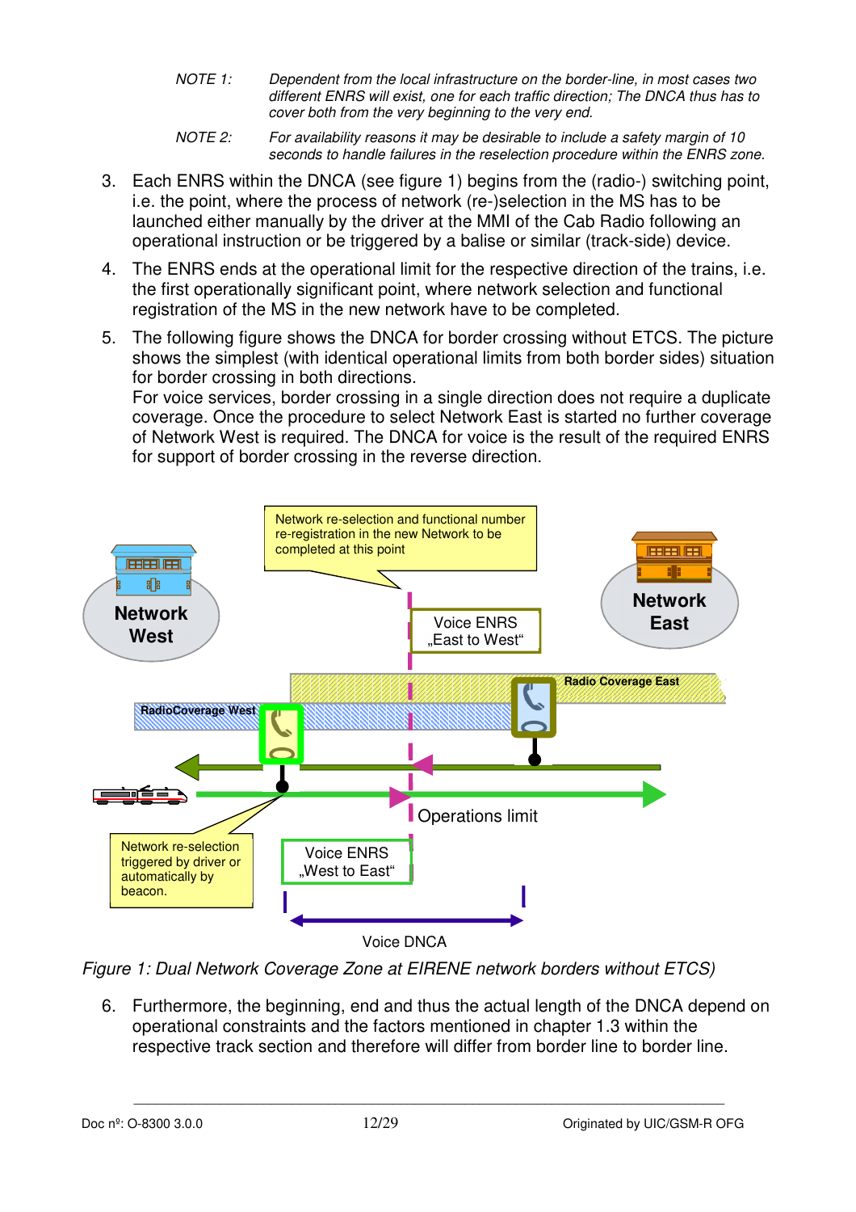NOTE 1: *Dependent from the local infrastructure on the border-line, in most cases two different ENRS will exist, one for each traffic direction; The DNCA thus has to cover both from the very beginning to the very end.*

NOTE 2: *For availability reasons it may be desirable to include a safety margin of 10 seconds to handle failures in the reselection procedure within the ENRS zone.*

3. Each ENRS within the DNCA (see figure 1) begins from the (radio-) switching point, i.e. the point, where the process of network (re-)selection in the MS has to be launched either manually by the driver at the MMI of the Cab Radio following an operational instruction or be triggered by a balise or similar (track-side) device.

4. The ENRS ends at the operational limit for the respective direction of the trains, i.e. the first operationally significant point, where network selection and functional registration of the MS in the new network have to be completed.

5. The following figure shows the DNCA for border crossing without ETCS. The picture shows the simplest (with identical operational limits from both border sides) situation for border crossing in both directions.
   For voice services, border crossing in a single direction does not require a duplicate coverage. Once the procedure to select Network East is started no further coverage of Network West is required. The DNCA for voice is the result of the required ENRS for support of border crossing in the reverse direction.

Network re-selection and functional number re-registration in the new Network to be completed at this point

Network West

Network East

Voice ENRS „East to West“

Radio Coverage East

RadioCoverage West

Operations limit

Network re-selection triggered by driver or automatically by beacon.

Voice ENRS „West to East“

Voice DNCA

*Figure 1: Dual Network Coverage Zone at EIRENE network borders without ETCS)*

6. Furthermore, the beginning, end and thus the actual length of the DNCA depend on operational constraints and the factors mentioned in chapter 1.3 within the respective track section and therefore will differ from border line to border line.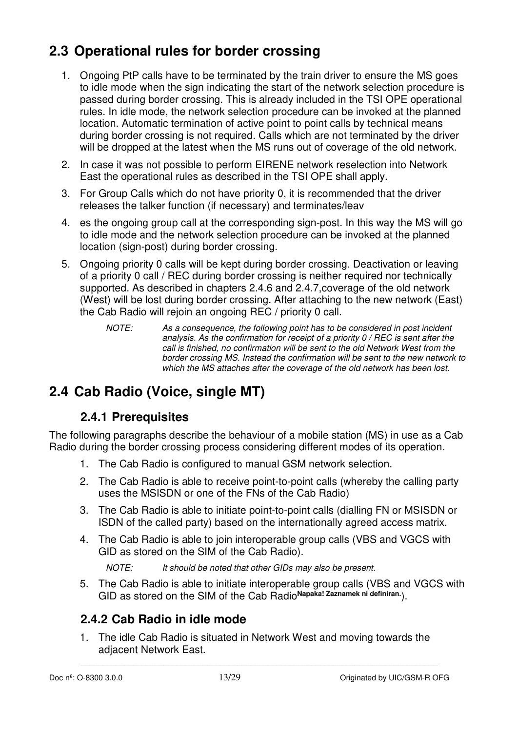## 2.3 Operational rules for border crossing

1. Ongoing PtP calls have to be terminated by the train driver to ensure the MS goes to idle mode when the sign indicating the start of the network selection procedure is passed during border crossing. This is already included in the TSI OPE operational rules. In idle mode, the network selection procedure can be invoked at the planned location. Automatic termination of active point to point calls by technical means during border crossing is not required. Calls which are not terminated by the driver will be dropped at the latest when the MS runs out of coverage of the old network.
2. In case it was not possible to perform EIRENE network reselection into Network East the operational rules as described in the TSI OPE shall apply.
3. For Group Calls which do not have priority 0, it is recommended that the driver releases the talker function (if necessary) and terminates/leav
4. es the ongoing group call at the corresponding sign-post. In this way the MS will go to idle mode and the network selection procedure can be invoked at the planned location (sign-post) during border crossing.
5. Ongoing priority 0 calls will be kept during border crossing. Deactivation or leaving of a priority 0 call / REC during border crossing is neither required nor technically supported. As described in chapters 2.4.6 and 2.4.7,coverage of the old network (West) will be lost during border crossing. After attaching to the new network (East) the Cab Radio will rejoin an ongoing REC / priority 0 call.

   *NOTE: As a consequence, the following point has to be considered in post incident analysis. As the confirmation for receipt of a priority 0 / REC is sent after the call is finished, no confirmation will be sent to the old Network West from the border crossing MS. Instead the confirmation will be sent to the new network to which the MS attaches after the coverage of the old network has been lost.*

## 2.4 Cab Radio (Voice, single MT)

### 2.4.1 Prerequisites

The following paragraphs describe the behaviour of a mobile station (MS) in use as a Cab Radio during the border crossing process considering different modes of its operation.

1. The Cab Radio is configured to manual GSM network selection.
2. The Cab Radio is able to receive point-to-point calls (whereby the calling party uses the MSISDN or one of the FNs of the Cab Radio)
3. The Cab Radio is able to initiate point-to-point calls (dialling FN or MSISDN or ISDN of the called party) based on the internationally agreed access matrix.
4. The Cab Radio is able to join interoperable group calls (VBS and VGCS with GID as stored on the SIM of the Cab Radio).

   *NOTE: It should be noted that other GIDs may also be present.*

5. The Cab Radio is able to initiate interoperable group calls (VBS and VGCS with GID as stored on the SIM of the Cab Radio**Napaka! Zaznamek ni definiran.**).

### 2.4.2 Cab Radio in idle mode

1. The idle Cab Radio is situated in Network West and moving towards the adjacent Network East.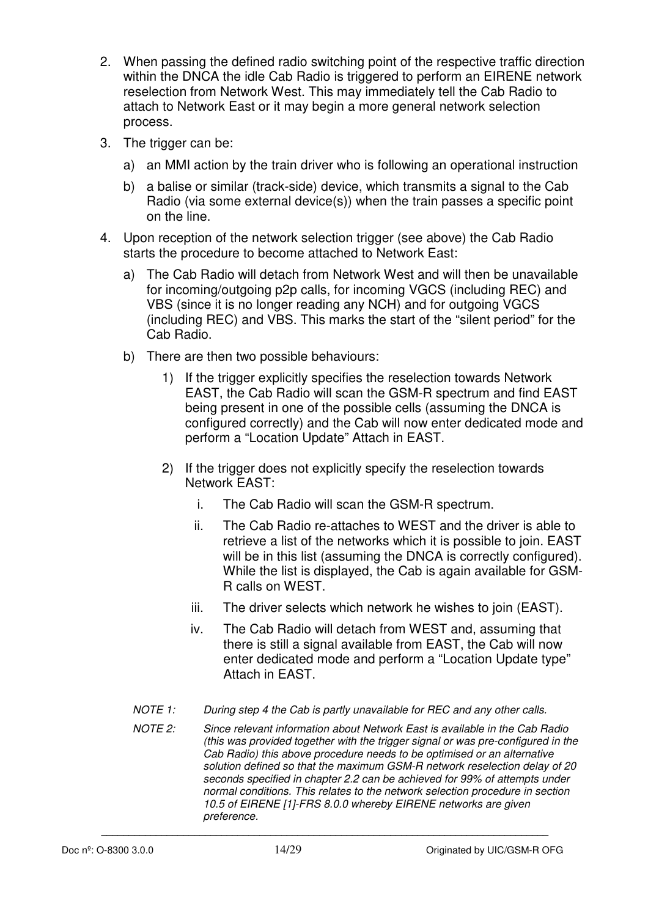2. When passing the defined radio switching point of the respective traffic direction within the DNCA the idle Cab Radio is triggered to perform an EIRENE network reselection from Network West. This may immediately tell the Cab Radio to attach to Network East or it may begin a more general network selection process.

3. The trigger can be:

   a) an MMI action by the train driver who is following an operational instruction

   b) a balise or similar (track-side) device, which transmits a signal to the Cab Radio (via some external device(s)) when the train passes a specific point on the line.

4. Upon reception of the network selection trigger (see above) the Cab Radio starts the procedure to become attached to Network East:

   a) The Cab Radio will detach from Network West and will then be unavailable for incoming/outgoing p2p calls, for incoming VGCS (including REC) and VBS (since it is no longer reading any NCH) and for outgoing VGCS (including REC) and VBS. This marks the start of the "silent period" for the Cab Radio.

   b) There are then two possible behaviours:

      1) If the trigger explicitly specifies the reselection towards Network EAST, the Cab Radio will scan the GSM-R spectrum and find EAST being present in one of the possible cells (assuming the DNCA is configured correctly) and the Cab will now enter dedicated mode and perform a "Location Update" Attach in EAST.

      2) If the trigger does not explicitly specify the reselection towards Network EAST:

         i. The Cab Radio will scan the GSM-R spectrum.

         ii. The Cab Radio re-attaches to WEST and the driver is able to retrieve a list of the networks which it is possible to join. EAST will be in this list (assuming the DNCA is correctly configured). While the list is displayed, the Cab is again available for GSM-R calls on WEST.

         iii. The driver selects which network he wishes to join (EAST).

         iv. The Cab Radio will detach from WEST and, assuming that there is still a signal available from EAST, the Cab will now enter dedicated mode and perform a "Location Update type" Attach in EAST.

*NOTE 1: During step 4 the Cab is partly unavailable for REC and any other calls.*

*NOTE 2: Since relevant information about Network East is available in the Cab Radio (this was provided together with the trigger signal or was pre-configured in the Cab Radio) this above procedure needs to be optimised or an alternative solution defined so that the maximum GSM-R network reselection delay of 20 seconds specified in chapter 2.2 can be achieved for 99% of attempts under normal conditions. This relates to the network selection procedure in section 10.5 of EIRENE [1]-FRS 8.0.0 whereby EIRENE networks are given preference.*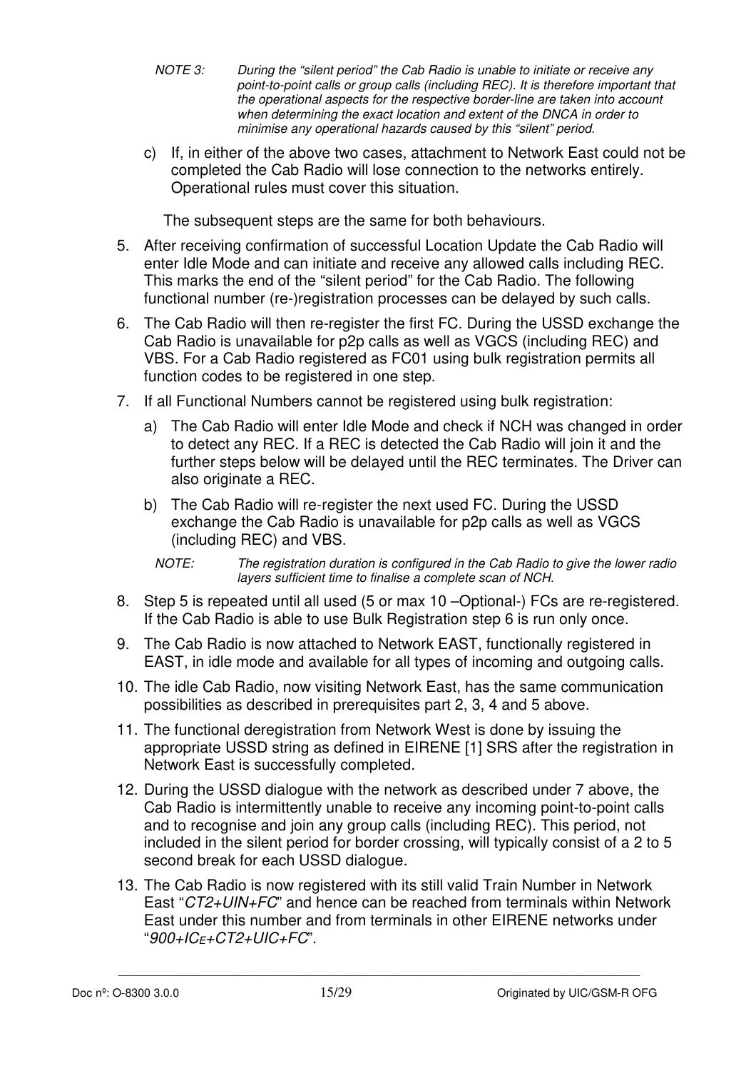NOTE 3: *During the "silent period" the Cab Radio is unable to initiate or receive any point-to-point calls or group calls (including REC). It is therefore important that the operational aspects for the respective border-line are taken into account when determining the exact location and extent of the DNCA in order to minimise any operational hazards caused by this "silent" period.*

c) If, in either of the above two cases, attachment to Network East could not be completed the Cab Radio will lose connection to the networks entirely. Operational rules must cover this situation.

The subsequent steps are the same for both behaviours.

5. After receiving confirmation of successful Location Update the Cab Radio will enter Idle Mode and can initiate and receive any allowed calls including REC. This marks the end of the "silent period" for the Cab Radio. The following functional number (re-)registration processes can be delayed by such calls.
6. The Cab Radio will then re-register the first FC. During the USSD exchange the Cab Radio is unavailable for p2p calls as well as VGCS (including REC) and VBS. For a Cab Radio registered as FC01 using bulk registration permits all function codes to be registered in one step.
7. If all Functional Numbers cannot be registered using bulk registration:
   a) The Cab Radio will enter Idle Mode and check if NCH was changed in order to detect any REC. If a REC is detected the Cab Radio will join it and the further steps below will be delayed until the REC terminates. The Driver can also originate a REC.
   b) The Cab Radio will re-register the next used FC. During the USSD exchange the Cab Radio is unavailable for p2p calls as well as VGCS (including REC) and VBS.

   NOTE: *The registration duration is configured in the Cab Radio to give the lower radio layers sufficient time to finalise a complete scan of NCH.*
8. Step 5 is repeated until all used (5 or max 10 –Optional-) FCs are re-registered. If the Cab Radio is able to use Bulk Registration step 6 is run only once.
9. The Cab Radio is now attached to Network EAST, functionally registered in EAST, in idle mode and available for all types of incoming and outgoing calls.
10. The idle Cab Radio, now visiting Network East, has the same communication possibilities as described in prerequisites part 2, 3, 4 and 5 above.
11. The functional deregistration from Network West is done by issuing the appropriate USSD string as defined in EIRENE [1] SRS after the registration in Network East is successfully completed.
12. During the USSD dialogue with the network as described under 7 above, the Cab Radio is intermittently unable to receive any incoming point-to-point calls and to recognise and join any group calls (including REC). This period, not included in the silent period for border crossing, will typically consist of a 2 to 5 second break for each USSD dialogue.
13. The Cab Radio is now registered with its still valid Train Number in Network East "*CT2+UIN+FC*" and hence can be reached from terminals within Network East under this number and from terminals in other EIRENE networks under "*900+*$IC_E$*+CT2+UIC+FC*".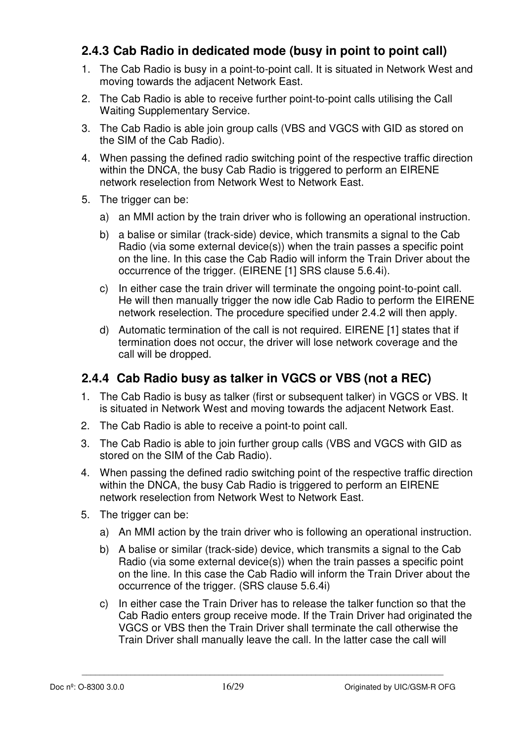### 2.4.3 Cab Radio in dedicated mode (busy in point to point call)

1. The Cab Radio is busy in a point-to-point call. It is situated in Network West and moving towards the adjacent Network East.
2. The Cab Radio is able to receive further point-to-point calls utilising the Call Waiting Supplementary Service.
3. The Cab Radio is able join group calls (VBS and VGCS with GID as stored on the SIM of the Cab Radio).
4. When passing the defined radio switching point of the respective traffic direction within the DNCA, the busy Cab Radio is triggered to perform an EIRENE network reselection from Network West to Network East.
5. The trigger can be:
   a) an MMI action by the train driver who is following an operational instruction.
   b) a balise or similar (track-side) device, which transmits a signal to the Cab Radio (via some external device(s)) when the train passes a specific point on the line. In this case the Cab Radio will inform the Train Driver about the occurrence of the trigger. (EIRENE [1] SRS clause 5.6.4i).
   c) In either case the train driver will terminate the ongoing point-to-point call. He will then manually trigger the now idle Cab Radio to perform the EIRENE network reselection. The procedure specified under 2.4.2 will then apply.
   d) Automatic termination of the call is not required. EIRENE [1] states that if termination does not occur, the driver will lose network coverage and the call will be dropped.

### 2.4.4 Cab Radio busy as talker in VGCS or VBS (not a REC)

1. The Cab Radio is busy as talker (first or subsequent talker) in VGCS or VBS. It is situated in Network West and moving towards the adjacent Network East.
2. The Cab Radio is able to receive a point-to point call.
3. The Cab Radio is able to join further group calls (VBS and VGCS with GID as stored on the SIM of the Cab Radio).
4. When passing the defined radio switching point of the respective traffic direction within the DNCA, the busy Cab Radio is triggered to perform an EIRENE network reselection from Network West to Network East.
5. The trigger can be:
   a) An MMI action by the train driver who is following an operational instruction.
   b) A balise or similar (track-side) device, which transmits a signal to the Cab Radio (via some external device(s)) when the train passes a specific point on the line. In this case the Cab Radio will inform the Train Driver about the occurrence of the trigger. (SRS clause 5.6.4i)
   c) In either case the Train Driver has to release the talker function so that the Cab Radio enters group receive mode. If the Train Driver had originated the VGCS or VBS then the Train Driver shall terminate the call otherwise the Train Driver shall manually leave the call. In the latter case the call will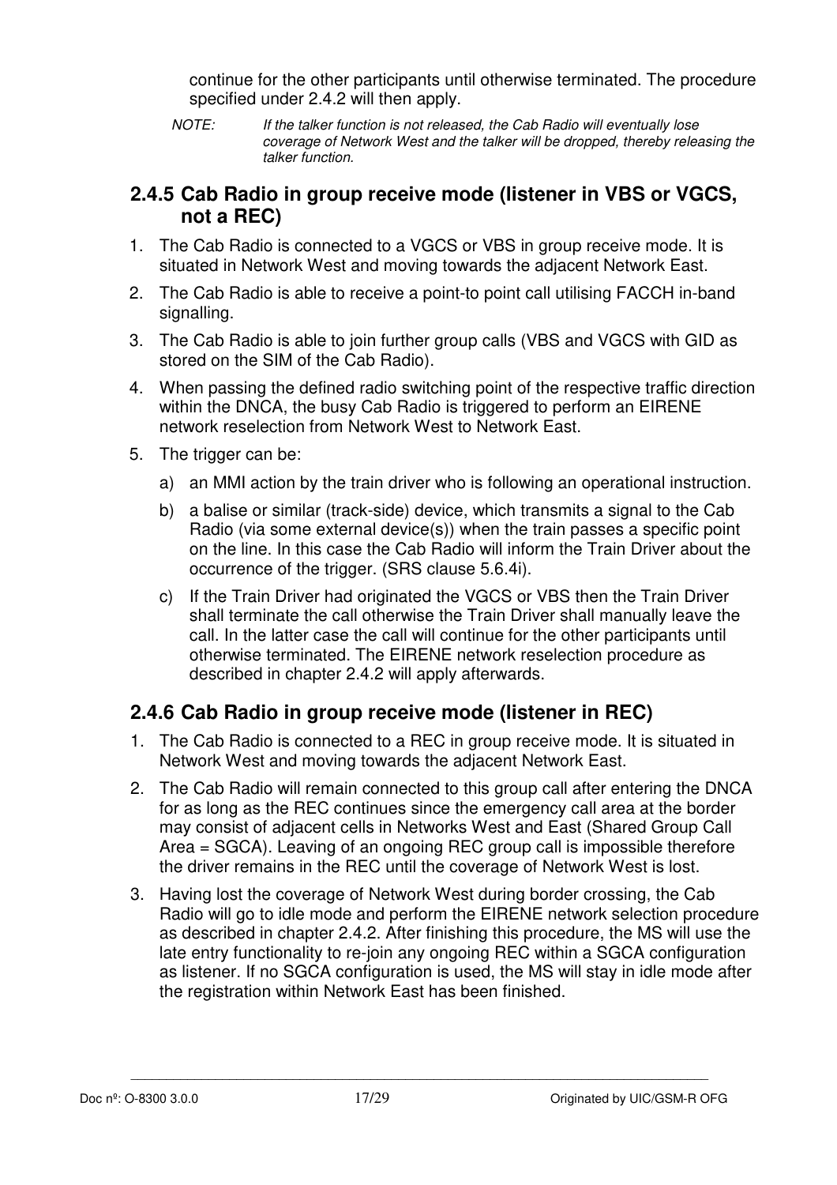continue for the other participants until otherwise terminated. The procedure specified under 2.4.2 will then apply.

*NOTE: If the talker function is not released, the Cab Radio will eventually lose coverage of Network West and the talker will be dropped, thereby releasing the talker function.*

### 2.4.5 Cab Radio in group receive mode (listener in VBS or VGCS, not a REC)

1. The Cab Radio is connected to a VGCS or VBS in group receive mode. It is situated in Network West and moving towards the adjacent Network East.
2. The Cab Radio is able to receive a point-to point call utilising FACCH in-band signalling.
3. The Cab Radio is able to join further group calls (VBS and VGCS with GID as stored on the SIM of the Cab Radio).
4. When passing the defined radio switching point of the respective traffic direction within the DNCA, the busy Cab Radio is triggered to perform an EIRENE network reselection from Network West to Network East.
5. The trigger can be:
   a) an MMI action by the train driver who is following an operational instruction.
   b) a balise or similar (track-side) device, which transmits a signal to the Cab Radio (via some external device(s)) when the train passes a specific point on the line. In this case the Cab Radio will inform the Train Driver about the occurrence of the trigger. (SRS clause 5.6.4i).
   c) If the Train Driver had originated the VGCS or VBS then the Train Driver shall terminate the call otherwise the Train Driver shall manually leave the call. In the latter case the call will continue for the other participants until otherwise terminated. The EIRENE network reselection procedure as described in chapter 2.4.2 will apply afterwards.

### 2.4.6 Cab Radio in group receive mode (listener in REC)

1. The Cab Radio is connected to a REC in group receive mode. It is situated in Network West and moving towards the adjacent Network East.
2. The Cab Radio will remain connected to this group call after entering the DNCA for as long as the REC continues since the emergency call area at the border may consist of adjacent cells in Networks West and East (Shared Group Call Area = SGCA). Leaving of an ongoing REC group call is impossible therefore the driver remains in the REC until the coverage of Network West is lost.
3. Having lost the coverage of Network West during border crossing, the Cab Radio will go to idle mode and perform the EIRENE network selection procedure as described in chapter 2.4.2. After finishing this procedure, the MS will use the late entry functionality to re-join any ongoing REC within a SGCA configuration as listener. If no SGCA configuration is used, the MS will stay in idle mode after the registration within Network East has been finished.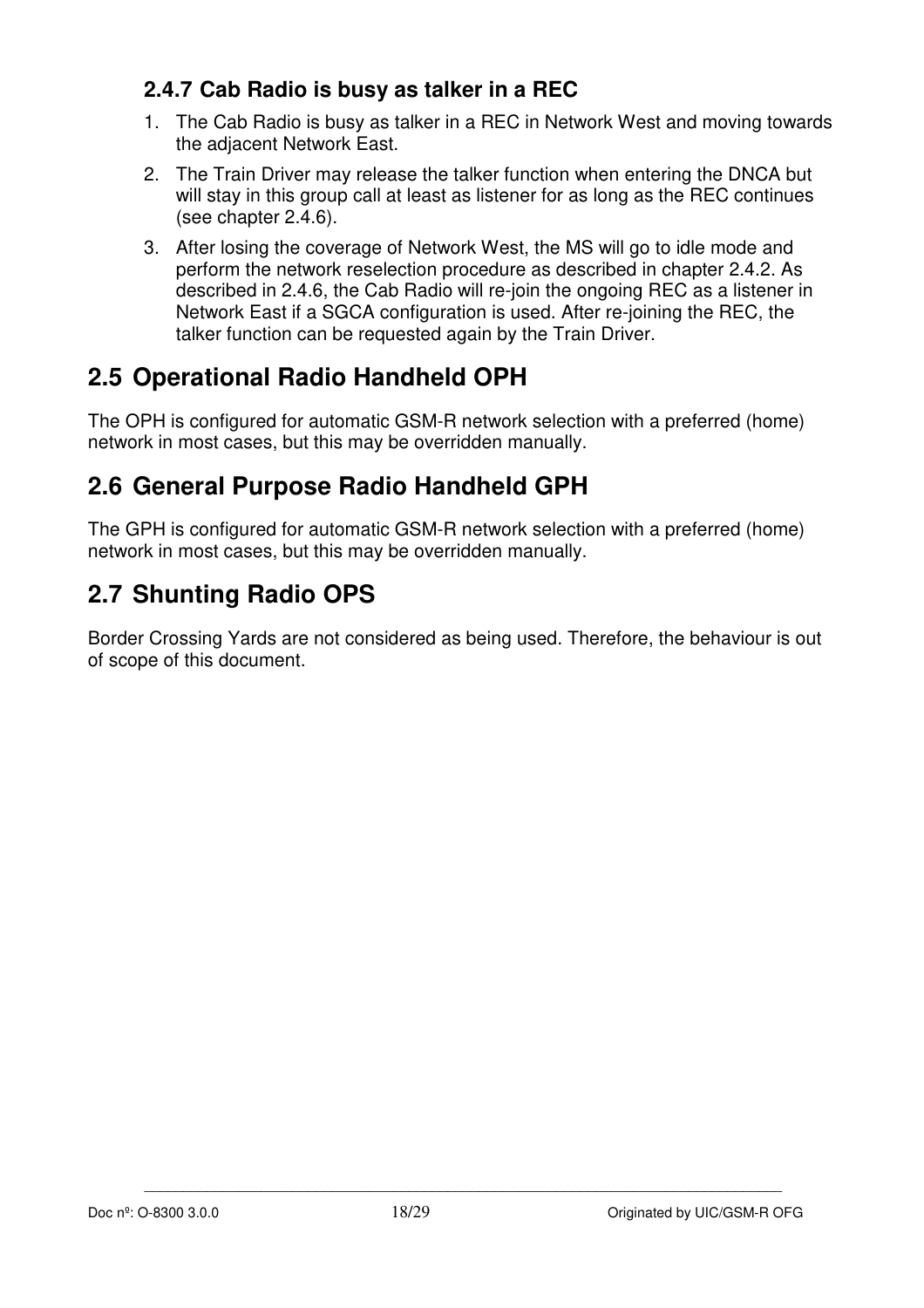### 2.4.7 Cab Radio is busy as talker in a REC

1. The Cab Radio is busy as talker in a REC in Network West and moving towards the adjacent Network East.
2. The Train Driver may release the talker function when entering the DNCA but will stay in this group call at least as listener for as long as the REC continues (see chapter 2.4.6).
3. After losing the coverage of Network West, the MS will go to idle mode and perform the network reselection procedure as described in chapter 2.4.2. As described in 2.4.6, the Cab Radio will re-join the ongoing REC as a listener in Network East if a SGCA configuration is used. After re-joining the REC, the talker function can be requested again by the Train Driver.

## 2.5 Operational Radio Handheld OPH

The OPH is configured for automatic GSM-R network selection with a preferred (home) network in most cases, but this may be overridden manually.

## 2.6 General Purpose Radio Handheld GPH

The GPH is configured for automatic GSM-R network selection with a preferred (home) network in most cases, but this may be overridden manually.

## 2.7 Shunting Radio OPS

Border Crossing Yards are not considered as being used. Therefore, the behaviour is out of scope of this document.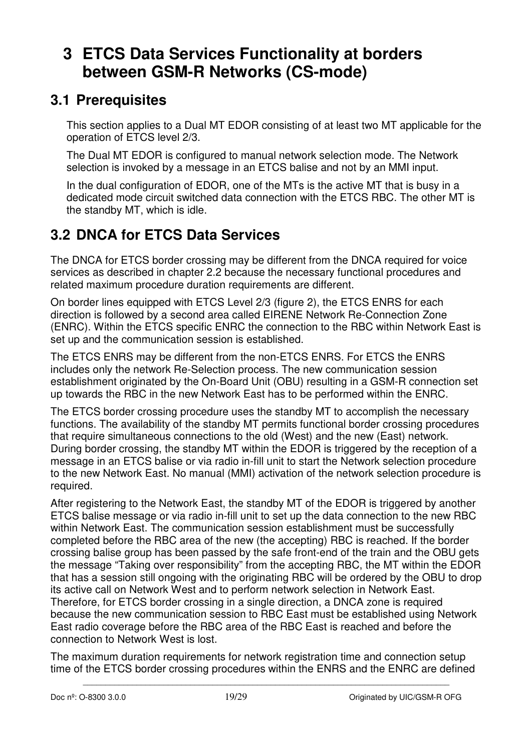# 3 ETCS Data Services Functionality at borders between GSM-R Networks (CS-mode)

## 3.1 Prerequisites

This section applies to a Dual MT EDOR consisting of at least two MT applicable for the operation of ETCS level 2/3.

The Dual MT EDOR is configured to manual network selection mode. The Network selection is invoked by a message in an ETCS balise and not by an MMI input.

In the dual configuration of EDOR, one of the MTs is the active MT that is busy in a dedicated mode circuit switched data connection with the ETCS RBC. The other MT is the standby MT, which is idle.

## 3.2 DNCA for ETCS Data Services

The DNCA for ETCS border crossing may be different from the DNCA required for voice services as described in chapter 2.2 because the necessary functional procedures and related maximum procedure duration requirements are different.

On border lines equipped with ETCS Level 2/3 (figure 2), the ETCS ENRS for each direction is followed by a second area called EIRENE Network Re-Connection Zone (ENRC). Within the ETCS specific ENRC the connection to the RBC within Network East is set up and the communication session is established.

The ETCS ENRS may be different from the non-ETCS ENRS. For ETCS the ENRS includes only the network Re-Selection process. The new communication session establishment originated by the On-Board Unit (OBU) resulting in a GSM-R connection set up towards the RBC in the new Network East has to be performed within the ENRC.

The ETCS border crossing procedure uses the standby MT to accomplish the necessary functions. The availability of the standby MT permits functional border crossing procedures that require simultaneous connections to the old (West) and the new (East) network. During border crossing, the standby MT within the EDOR is triggered by the reception of a message in an ETCS balise or via radio in-fill unit to start the Network selection procedure to the new Network East. No manual (MMI) activation of the network selection procedure is required.

After registering to the Network East, the standby MT of the EDOR is triggered by another ETCS balise message or via radio in-fill unit to set up the data connection to the new RBC within Network East. The communication session establishment must be successfully completed before the RBC area of the new (the accepting) RBC is reached. If the border crossing balise group has been passed by the safe front-end of the train and the OBU gets the message "Taking over responsibility" from the accepting RBC, the MT within the EDOR that has a session still ongoing with the originating RBC will be ordered by the OBU to drop its active call on Network West and to perform network selection in Network East. Therefore, for ETCS border crossing in a single direction, a DNCA zone is required because the new communication session to RBC East must be established using Network East radio coverage before the RBC area of the RBC East is reached and before the connection to Network West is lost.

The maximum duration requirements for network registration time and connection setup time of the ETCS border crossing procedures within the ENRS and the ENRC are defined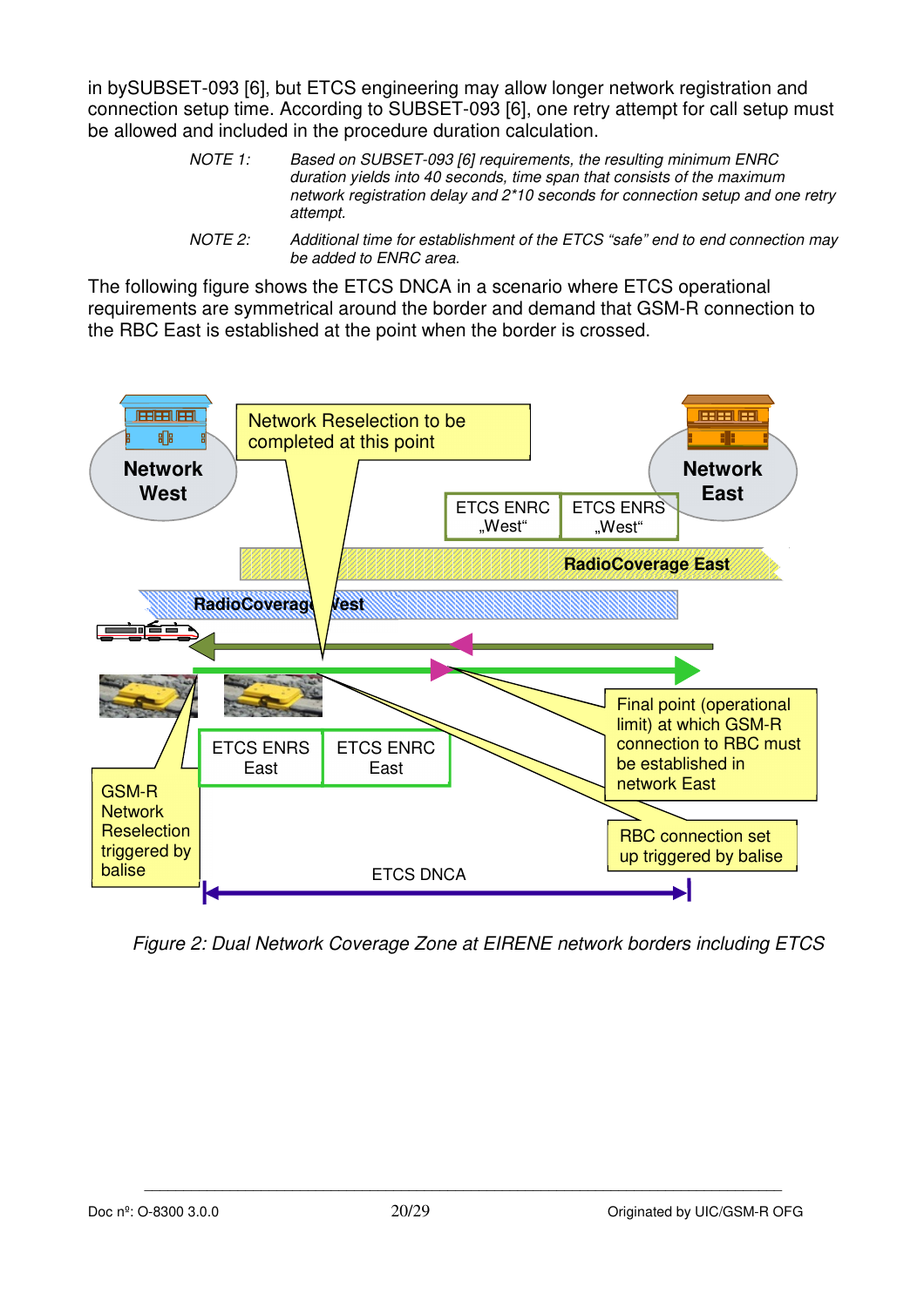in bySUBSET-093 [6], but ETCS engineering may allow longer network registration and connection setup time. According to SUBSET-093 [6], one retry attempt for call setup must be allowed and included in the procedure duration calculation.

> *NOTE 1: Based on SUBSET-093 [6] requirements, the resulting minimum ENRC duration yields into 40 seconds, time span that consists of the maximum network registration delay and 2\*10 seconds for connection setup and one retry attempt.*

> *NOTE 2: Additional time for establishment of the ETCS "safe" end to end connection may be added to ENRC area.*

The following figure shows the ETCS DNCA in a scenario where ETCS operational requirements are symmetrical around the border and demand that GSM-R connection to the RBC East is established at the point when the border is crossed.

Network West

Network East

Network Reselection to be completed at this point

ETCS ENRC „West"

ETCS ENRS „West"

RadioCoverage East

RadioCoverage West

ETCS ENRS East

ETCS ENRC East

Final point (operational limit) at which GSM-R connection to RBC must be established in network East

GSM-R Network Reselection triggered by balise

RBC connection set up triggered by balise

ETCS DNCA

*Figure 2: Dual Network Coverage Zone at EIRENE network borders including ETCS*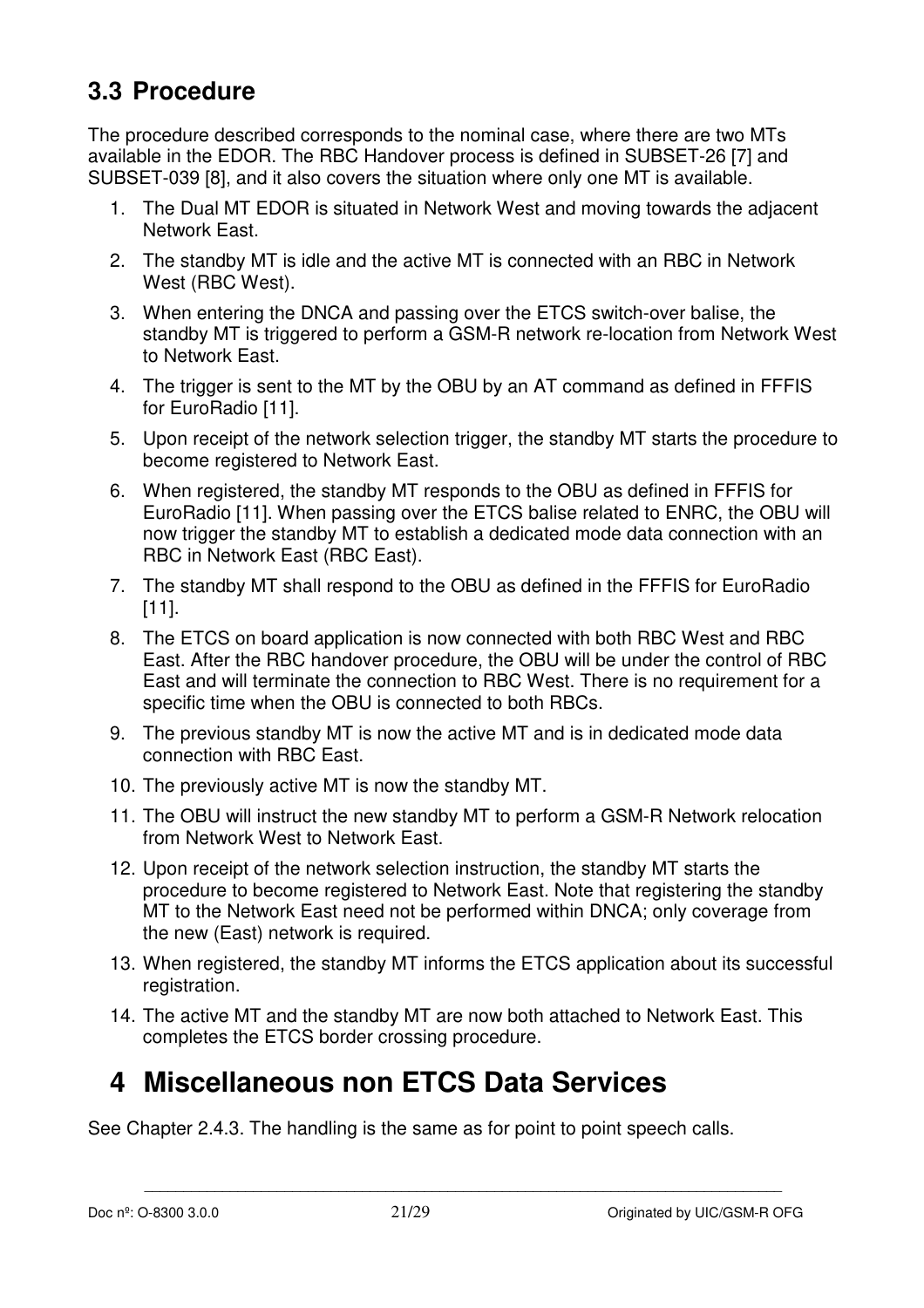## 3.3 Procedure

The procedure described corresponds to the nominal case, where there are two MTs available in the EDOR. The RBC Handover process is defined in SUBSET-26 [7] and SUBSET-039 [8], and it also covers the situation where only one MT is available.

1. The Dual MT EDOR is situated in Network West and moving towards the adjacent Network East.
2. The standby MT is idle and the active MT is connected with an RBC in Network West (RBC West).
3. When entering the DNCA and passing over the ETCS switch-over balise, the standby MT is triggered to perform a GSM-R network re-location from Network West to Network East.
4. The trigger is sent to the MT by the OBU by an AT command as defined in FFFIS for EuroRadio [11].
5. Upon receipt of the network selection trigger, the standby MT starts the procedure to become registered to Network East.
6. When registered, the standby MT responds to the OBU as defined in FFFIS for EuroRadio [11]. When passing over the ETCS balise related to ENRC, the OBU will now trigger the standby MT to establish a dedicated mode data connection with an RBC in Network East (RBC East).
7. The standby MT shall respond to the OBU as defined in the FFFIS for EuroRadio [11].
8. The ETCS on board application is now connected with both RBC West and RBC East. After the RBC handover procedure, the OBU will be under the control of RBC East and will terminate the connection to RBC West. There is no requirement for a specific time when the OBU is connected to both RBCs.
9. The previous standby MT is now the active MT and is in dedicated mode data connection with RBC East.
10. The previously active MT is now the standby MT.
11. The OBU will instruct the new standby MT to perform a GSM-R Network relocation from Network West to Network East.
12. Upon receipt of the network selection instruction, the standby MT starts the procedure to become registered to Network East. Note that registering the standby MT to the Network East need not be performed within DNCA; only coverage from the new (East) network is required.
13. When registered, the standby MT informs the ETCS application about its successful registration.
14. The active MT and the standby MT are now both attached to Network East. This completes the ETCS border crossing procedure.

# 4 Miscellaneous non ETCS Data Services

See Chapter 2.4.3. The handling is the same as for point to point speech calls.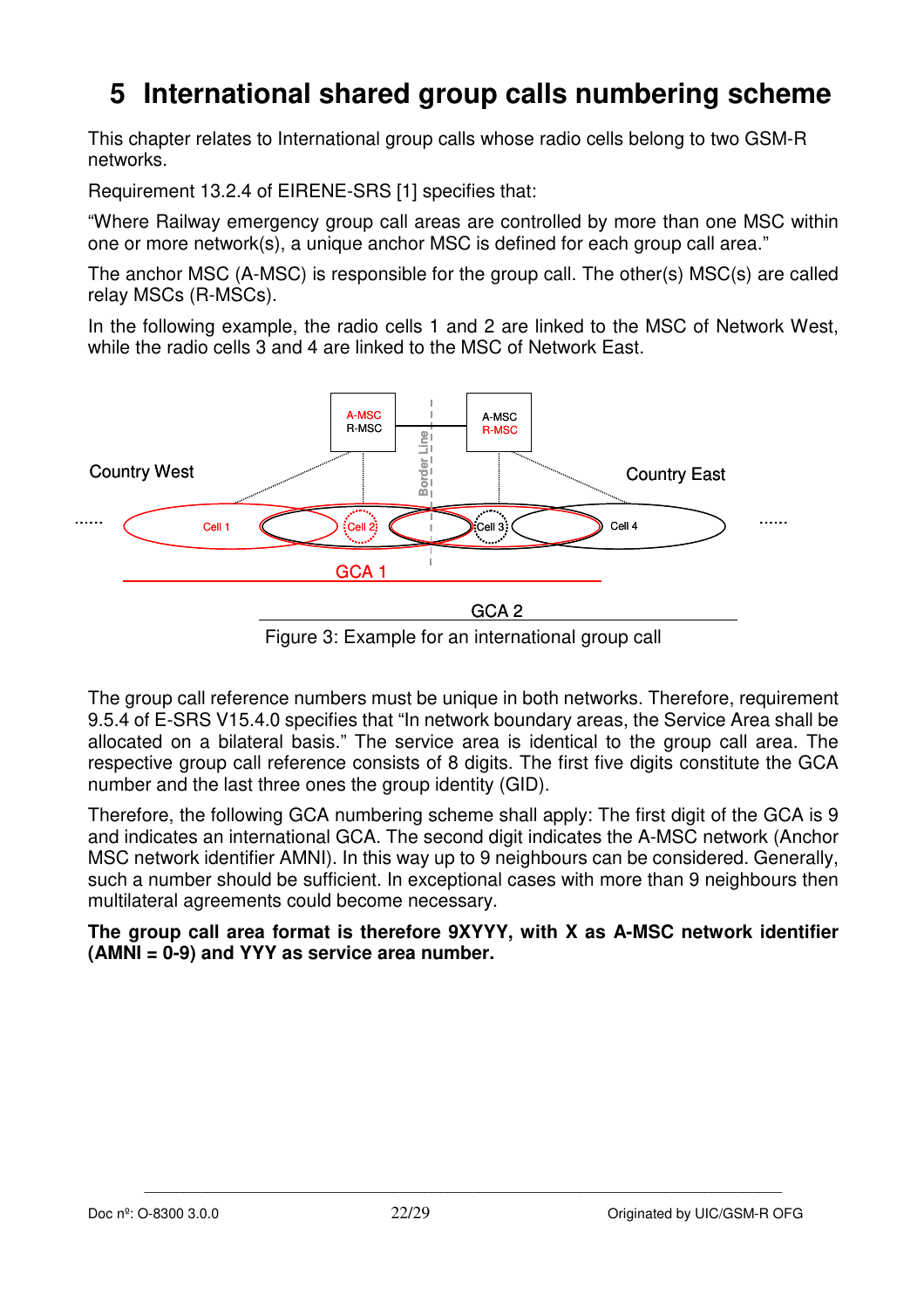# 5 International shared group calls numbering scheme

This chapter relates to International group calls whose radio cells belong to two GSM-R networks.

Requirement 13.2.4 of EIRENE-SRS [1] specifies that:

"Where Railway emergency group call areas are controlled by more than one MSC within one or more network(s), a unique anchor MSC is defined for each group call area."

The anchor MSC (A-MSC) is responsible for the group call. The other(s) MSC(s) are called relay MSCs (R-MSCs).

In the following example, the radio cells 1 and 2 are linked to the MSC of Network West, while the radio cells 3 and 4 are linked to the MSC of Network East.

A-MSC
R-MSC
A-MSC
R-MSC
Border Line
Country West
Country East
......
Cell 1
Cell 2
Cell 3
Cell 4
......
GCA 1
GCA 2

Figure 3: Example for an international group call

The group call reference numbers must be unique in both networks. Therefore, requirement 9.5.4 of E-SRS V15.4.0 specifies that "In network boundary areas, the Service Area shall be allocated on a bilateral basis." The service area is identical to the group call area. The respective group call reference consists of 8 digits. The first five digits constitute the GCA number and the last three ones the group identity (GID).

Therefore, the following GCA numbering scheme shall apply: The first digit of the GCA is 9 and indicates an international GCA. The second digit indicates the A-MSC network (Anchor MSC network identifier AMNI). In this way up to 9 neighbours can be considered. Generally, such a number should be sufficient. In exceptional cases with more than 9 neighbours then multilateral agreements could become necessary.

**The group call area format is therefore 9XYYY, with X as A-MSC network identifier (AMNI = 0-9) and YYY as service area number.**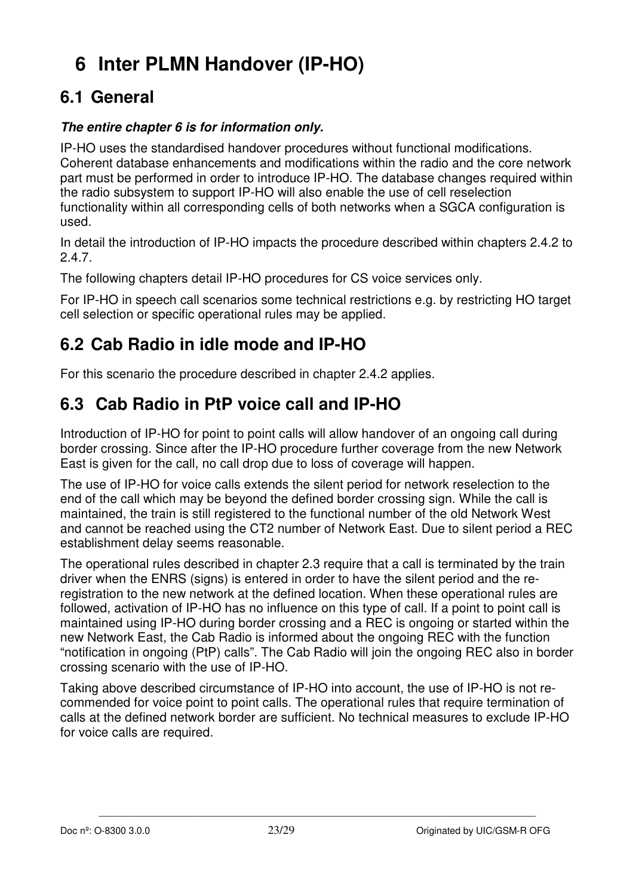// Page 23 of 29 — doc O-8300 3.0.0
# 6 Inter PLMN Handover (IP-HO)

## 6.1 General

***The entire chapter 6 is for information only.***

IP-HO uses the standardised handover procedures without functional modifications. Coherent database enhancements and modifications within the radio and the core network part must be performed in order to introduce IP-HO. The database changes required within the radio subsystem to support IP-HO will also enable the use of cell reselection functionality within all corresponding cells of both networks when a SGCA configuration is used.

In detail the introduction of IP-HO impacts the procedure described within chapters 2.4.2 to 2.4.7.

The following chapters detail IP-HO procedures for CS voice services only.

For IP-HO in speech call scenarios some technical restrictions e.g. by restricting HO target cell selection or specific operational rules may be applied.

## 6.2 Cab Radio in idle mode and IP-HO

For this scenario the procedure described in chapter 2.4.2 applies.

## 6.3 Cab Radio in PtP voice call and IP-HO

Introduction of IP-HO for point to point calls will allow handover of an ongoing call during border crossing. Since after the IP-HO procedure further coverage from the new Network East is given for the call, no call drop due to loss of coverage will happen.

The use of IP-HO for voice calls extends the silent period for network reselection to the end of the call which may be beyond the defined border crossing sign. While the call is maintained, the train is still registered to the functional number of the old Network West and cannot be reached using the CT2 number of Network East. Due to silent period a REC establishment delay seems reasonable.

The operational rules described in chapter 2.3 require that a call is terminated by the train driver when the ENRS (signs) is entered in order to have the silent period and the re-registration to the new network at the defined location. When these operational rules are followed, activation of IP-HO has no influence on this type of call. If a point to point call is maintained using IP-HO during border crossing and a REC is ongoing or started within the new Network East, the Cab Radio is informed about the ongoing REC with the function "notification in ongoing (PtP) calls". The Cab Radio will join the ongoing REC also in border crossing scenario with the use of IP-HO.

Taking above described circumstance of IP-HO into account, the use of IP-HO is not re-commended for voice point to point calls. The operational rules that require termination of calls at the defined network border are sufficient. No technical measures to exclude IP-HO for voice calls are required.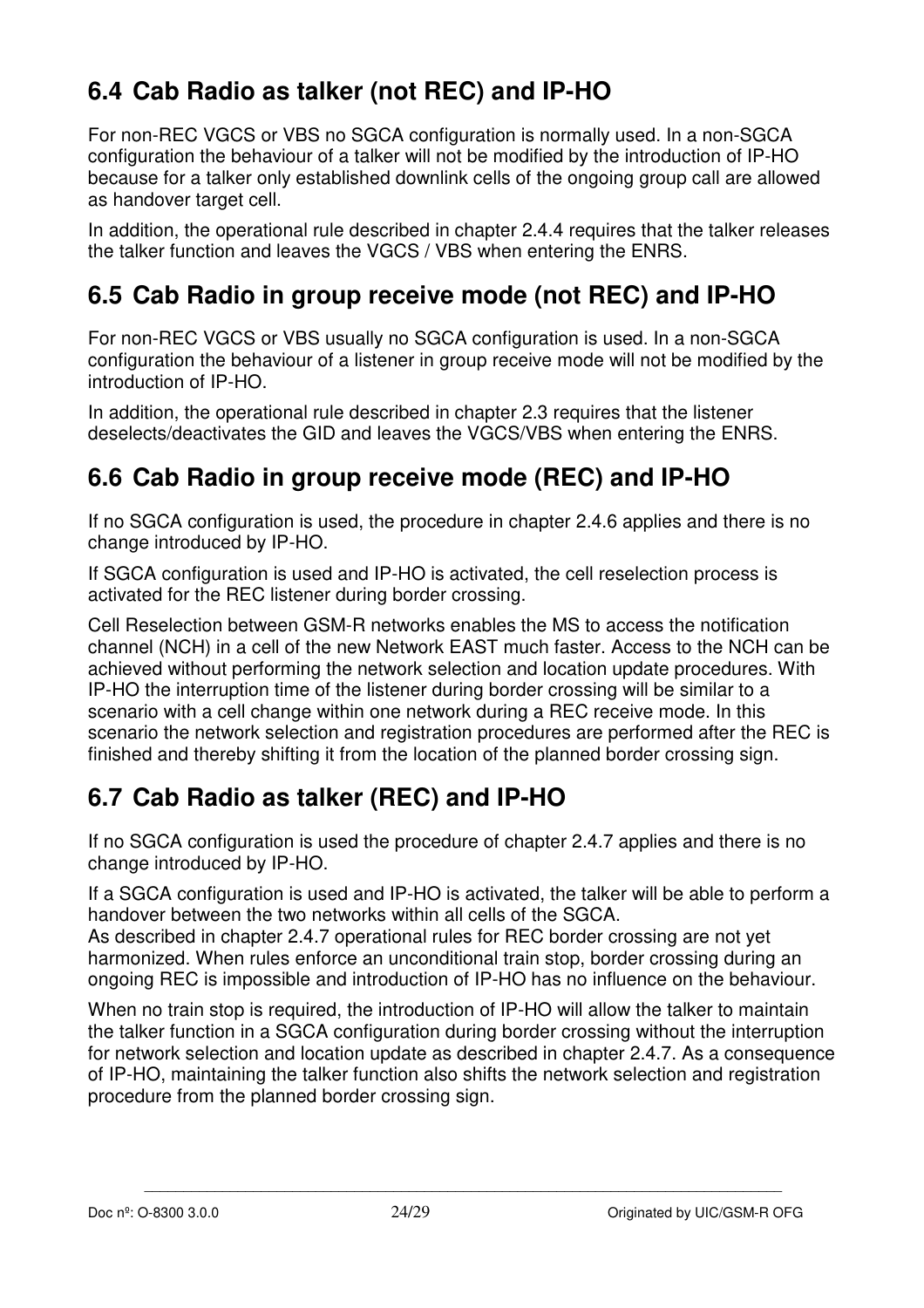## 6.4 Cab Radio as talker (not REC) and IP-HO

For non-REC VGCS or VBS no SGCA configuration is normally used. In a non-SGCA configuration the behaviour of a talker will not be modified by the introduction of IP-HO because for a talker only established downlink cells of the ongoing group call are allowed as handover target cell.

In addition, the operational rule described in chapter 2.4.4 requires that the talker releases the talker function and leaves the VGCS / VBS when entering the ENRS.

## 6.5 Cab Radio in group receive mode (not REC) and IP-HO

For non-REC VGCS or VBS usually no SGCA configuration is used. In a non-SGCA configuration the behaviour of a listener in group receive mode will not be modified by the introduction of IP-HO.

In addition, the operational rule described in chapter 2.3 requires that the listener deselects/deactivates the GID and leaves the VGCS/VBS when entering the ENRS.

## 6.6 Cab Radio in group receive mode (REC) and IP-HO

If no SGCA configuration is used, the procedure in chapter 2.4.6 applies and there is no change introduced by IP-HO.

If SGCA configuration is used and IP-HO is activated, the cell reselection process is activated for the REC listener during border crossing.

Cell Reselection between GSM-R networks enables the MS to access the notification channel (NCH) in a cell of the new Network EAST much faster. Access to the NCH can be achieved without performing the network selection and location update procedures. With IP-HO the interruption time of the listener during border crossing will be similar to a scenario with a cell change within one network during a REC receive mode. In this scenario the network selection and registration procedures are performed after the REC is finished and thereby shifting it from the location of the planned border crossing sign.

## 6.7 Cab Radio as talker (REC) and IP-HO

If no SGCA configuration is used the procedure of chapter 2.4.7 applies and there is no change introduced by IP-HO.

If a SGCA configuration is used and IP-HO is activated, the talker will be able to perform a handover between the two networks within all cells of the SGCA.
As described in chapter 2.4.7 operational rules for REC border crossing are not yet harmonized. When rules enforce an unconditional train stop, border crossing during an ongoing REC is impossible and introduction of IP-HO has no influence on the behaviour.

When no train stop is required, the introduction of IP-HO will allow the talker to maintain the talker function in a SGCA configuration during border crossing without the interruption for network selection and location update as described in chapter 2.4.7. As a consequence of IP-HO, maintaining the talker function also shifts the network selection and registration procedure from the planned border crossing sign.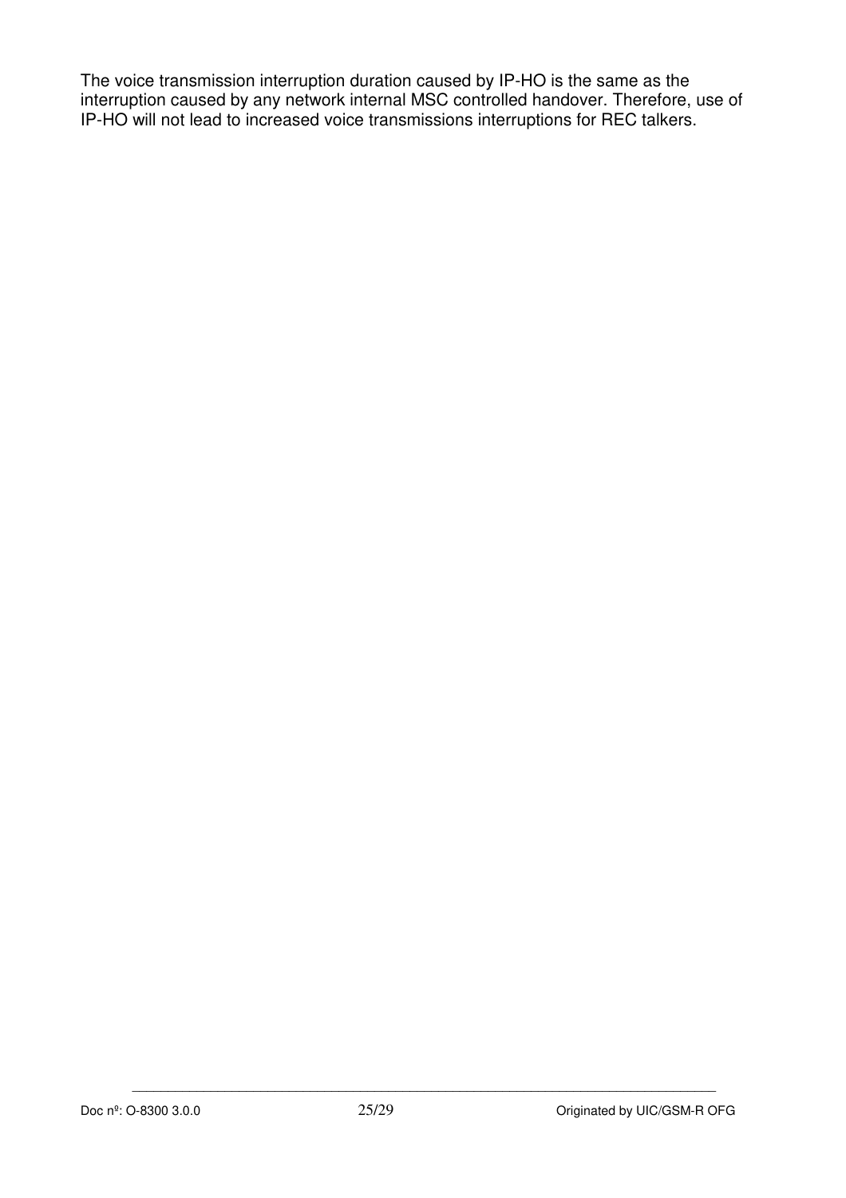The voice transmission interruption duration caused by IP-HO is the same as the interruption caused by any network internal MSC controlled handover. Therefore, use of IP-HO will not lead to increased voice transmissions interruptions for REC talkers.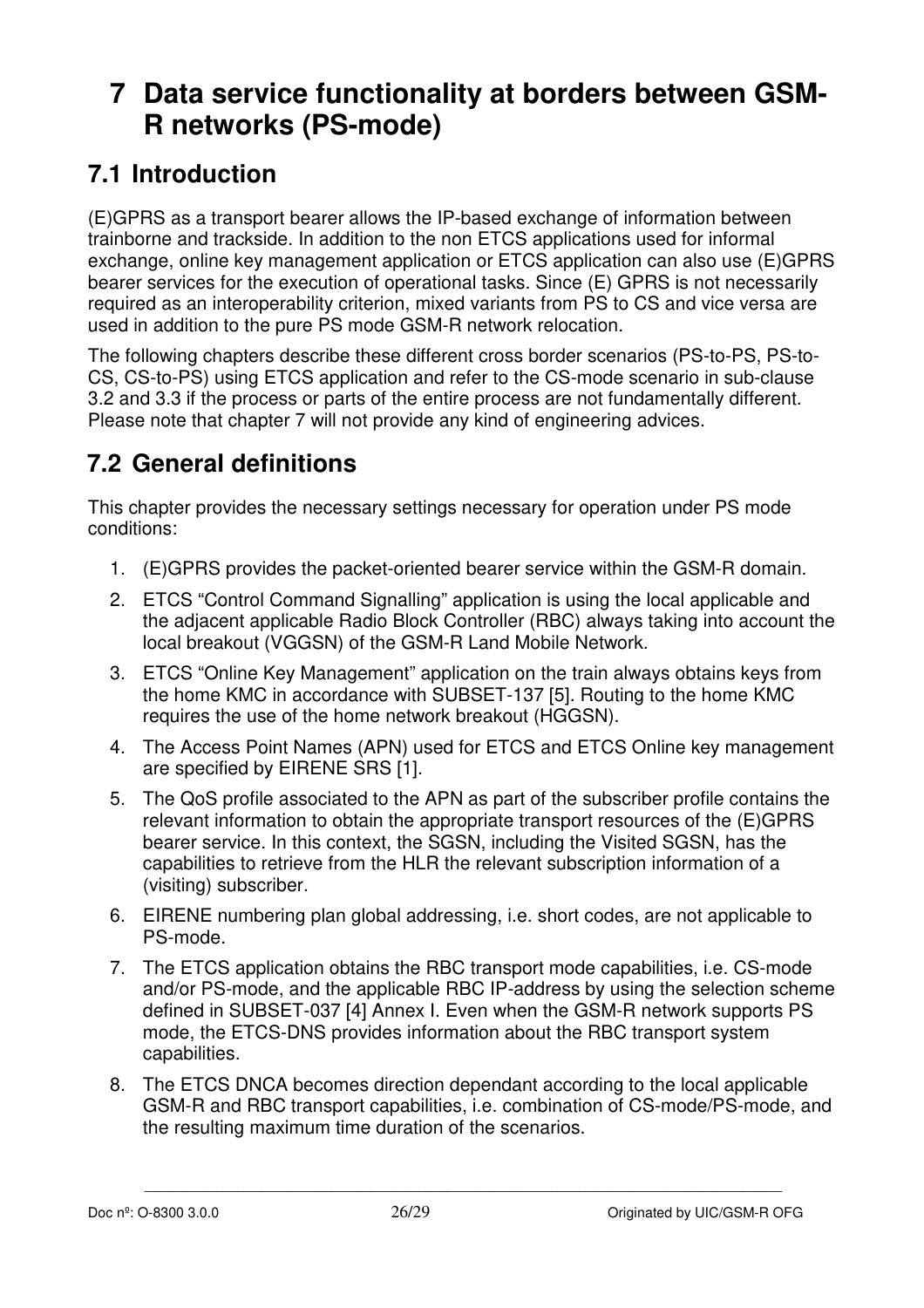# 7 Data service functionality at borders between GSM-R networks (PS-mode)

## 7.1 Introduction

(E)GPRS as a transport bearer allows the IP-based exchange of information between trainborne and trackside. In addition to the non ETCS applications used for informal exchange, online key management application or ETCS application can also use (E)GPRS bearer services for the execution of operational tasks. Since (E) GPRS is not necessarily required as an interoperability criterion, mixed variants from PS to CS and vice versa are used in addition to the pure PS mode GSM-R network relocation.

The following chapters describe these different cross border scenarios (PS-to-PS, PS-to-CS, CS-to-PS) using ETCS application and refer to the CS-mode scenario in sub-clause 3.2 and 3.3 if the process or parts of the entire process are not fundamentally different. Please note that chapter 7 will not provide any kind of engineering advices.

## 7.2 General definitions

This chapter provides the necessary settings necessary for operation under PS mode conditions:

1. (E)GPRS provides the packet-oriented bearer service within the GSM-R domain.
2. ETCS “Control Command Signalling” application is using the local applicable and the adjacent applicable Radio Block Controller (RBC) always taking into account the local breakout (VGGSN) of the GSM-R Land Mobile Network.
3. ETCS “Online Key Management” application on the train always obtains keys from the home KMC in accordance with SUBSET-137 [5]. Routing to the home KMC requires the use of the home network breakout (HGGSN).
4. The Access Point Names (APN) used for ETCS and ETCS Online key management are specified by EIRENE SRS [1].
5. The QoS profile associated to the APN as part of the subscriber profile contains the relevant information to obtain the appropriate transport resources of the (E)GPRS bearer service. In this context, the SGSN, including the Visited SGSN, has the capabilities to retrieve from the HLR the relevant subscription information of a (visiting) subscriber.
6. EIRENE numbering plan global addressing, i.e. short codes, are not applicable to PS-mode.
7. The ETCS application obtains the RBC transport mode capabilities, i.e. CS-mode and/or PS-mode, and the applicable RBC IP-address by using the selection scheme defined in SUBSET-037 [4] Annex I. Even when the GSM-R network supports PS mode, the ETCS-DNS provides information about the RBC transport system capabilities.
8. The ETCS DNCA becomes direction dependant according to the local applicable GSM-R and RBC transport capabilities, i.e. combination of CS-mode/PS-mode, and the resulting maximum time duration of the scenarios.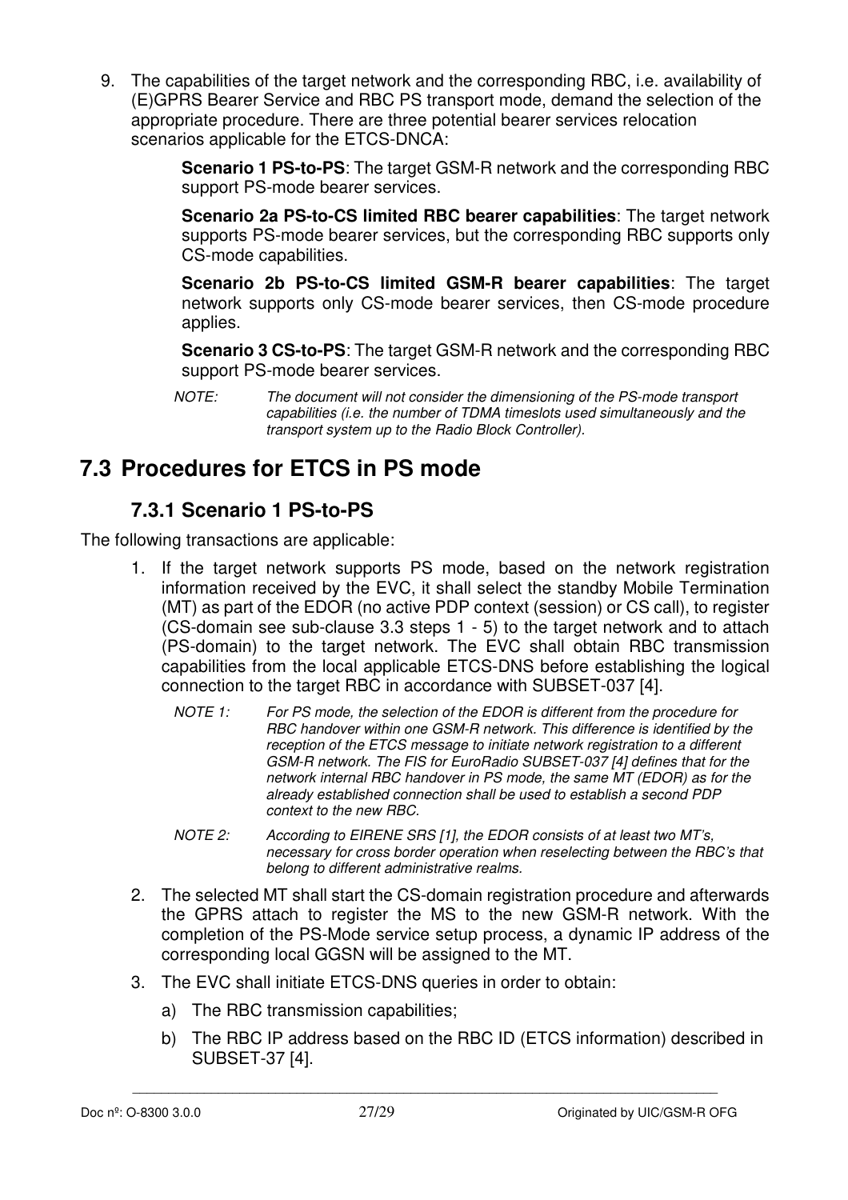9. The capabilities of the target network and the corresponding RBC, i.e. availability of (E)GPRS Bearer Service and RBC PS transport mode, demand the selection of the appropriate procedure. There are three potential bearer services relocation scenarios applicable for the ETCS-DNCA:

   **Scenario 1 PS-to-PS**: The target GSM-R network and the corresponding RBC support PS-mode bearer services.

   **Scenario 2a PS-to-CS limited RBC bearer capabilities**: The target network supports PS-mode bearer services, but the corresponding RBC supports only CS-mode capabilities.

   **Scenario 2b PS-to-CS limited GSM-R bearer capabilities**: The target network supports only CS-mode bearer services, then CS-mode procedure applies.

   **Scenario 3 CS-to-PS**: The target GSM-R network and the corresponding RBC support PS-mode bearer services.

   *NOTE: The document will not consider the dimensioning of the PS-mode transport capabilities (i.e. the number of TDMA timeslots used simultaneously and the transport system up to the Radio Block Controller).*

## 7.3 Procedures for ETCS in PS mode

### 7.3.1 Scenario 1 PS-to-PS

The following transactions are applicable:

1. If the target network supports PS mode, based on the network registration information received by the EVC, it shall select the standby Mobile Termination (MT) as part of the EDOR (no active PDP context (session) or CS call), to register (CS-domain see sub-clause 3.3 steps 1 - 5) to the target network and to attach (PS-domain) to the target network. The EVC shall obtain RBC transmission capabilities from the local applicable ETCS-DNS before establishing the logical connection to the target RBC in accordance with SUBSET-037 [4].

   *NOTE 1: For PS mode, the selection of the EDOR is different from the procedure for RBC handover within one GSM-R network. This difference is identified by the reception of the ETCS message to initiate network registration to a different GSM-R network. The FIS for EuroRadio SUBSET-037 [4] defines that for the network internal RBC handover in PS mode, the same MT (EDOR) as for the already established connection shall be used to establish a second PDP context to the new RBC.*

   *NOTE 2: According to EIRENE SRS [1], the EDOR consists of at least two MT's, necessary for cross border operation when reselecting between the RBC's that belong to different administrative realms.*

2. The selected MT shall start the CS-domain registration procedure and afterwards the GPRS attach to register the MS to the new GSM-R network. With the completion of the PS-Mode service setup process, a dynamic IP address of the corresponding local GGSN will be assigned to the MT.

3. The EVC shall initiate ETCS-DNS queries in order to obtain:

   a) The RBC transmission capabilities;

   b) The RBC IP address based on the RBC ID (ETCS information) described in SUBSET-37 [4].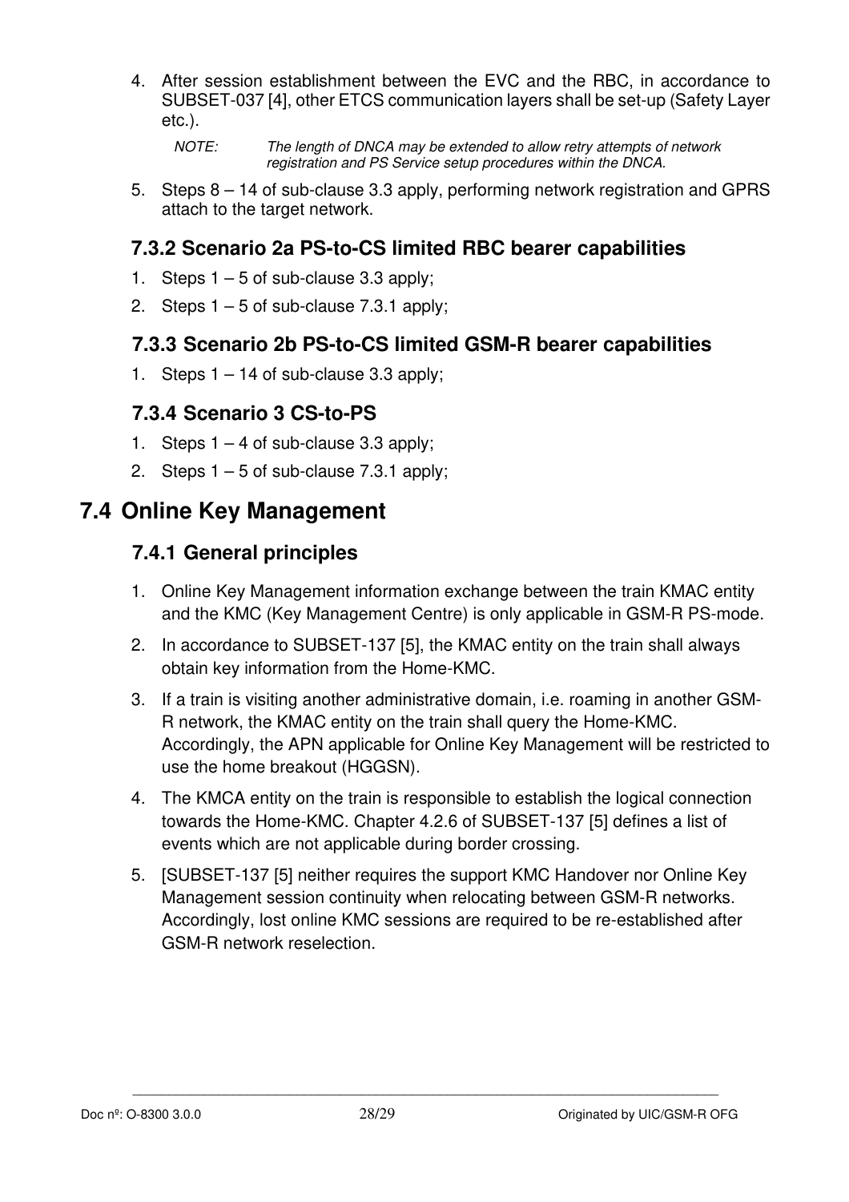4. After session establishment between the EVC and the RBC, in accordance to SUBSET-037 [4], other ETCS communication layers shall be set-up (Safety Layer etc.).

   *NOTE: The length of DNCA may be extended to allow retry attempts of network registration and PS Service setup procedures within the DNCA.*

5. Steps 8 – 14 of sub-clause 3.3 apply, performing network registration and GPRS attach to the target network.

### 7.3.2 Scenario 2a PS-to-CS limited RBC bearer capabilities

1. Steps 1 – 5 of sub-clause 3.3 apply;
2. Steps 1 – 5 of sub-clause 7.3.1 apply;

### 7.3.3 Scenario 2b PS-to-CS limited GSM-R bearer capabilities

1. Steps 1 – 14 of sub-clause 3.3 apply;

### 7.3.4 Scenario 3 CS-to-PS

1. Steps 1 – 4 of sub-clause 3.3 apply;
2. Steps 1 – 5 of sub-clause 7.3.1 apply;

## 7.4 Online Key Management

### 7.4.1 General principles

1. Online Key Management information exchange between the train KMAC entity and the KMC (Key Management Centre) is only applicable in GSM-R PS-mode.
2. In accordance to SUBSET-137 [5], the KMAC entity on the train shall always obtain key information from the Home-KMC.
3. If a train is visiting another administrative domain, i.e. roaming in another GSM-R network, the KMAC entity on the train shall query the Home-KMC. Accordingly, the APN applicable for Online Key Management will be restricted to use the home breakout (HGGSN).
4. The KMCA entity on the train is responsible to establish the logical connection towards the Home-KMC. Chapter 4.2.6 of SUBSET-137 [5] defines a list of events which are not applicable during border crossing.
5. [SUBSET-137 [5] neither requires the support KMC Handover nor Online Key Management session continuity when relocating between GSM-R networks. Accordingly, lost online KMC sessions are required to be re-established after GSM-R network reselection.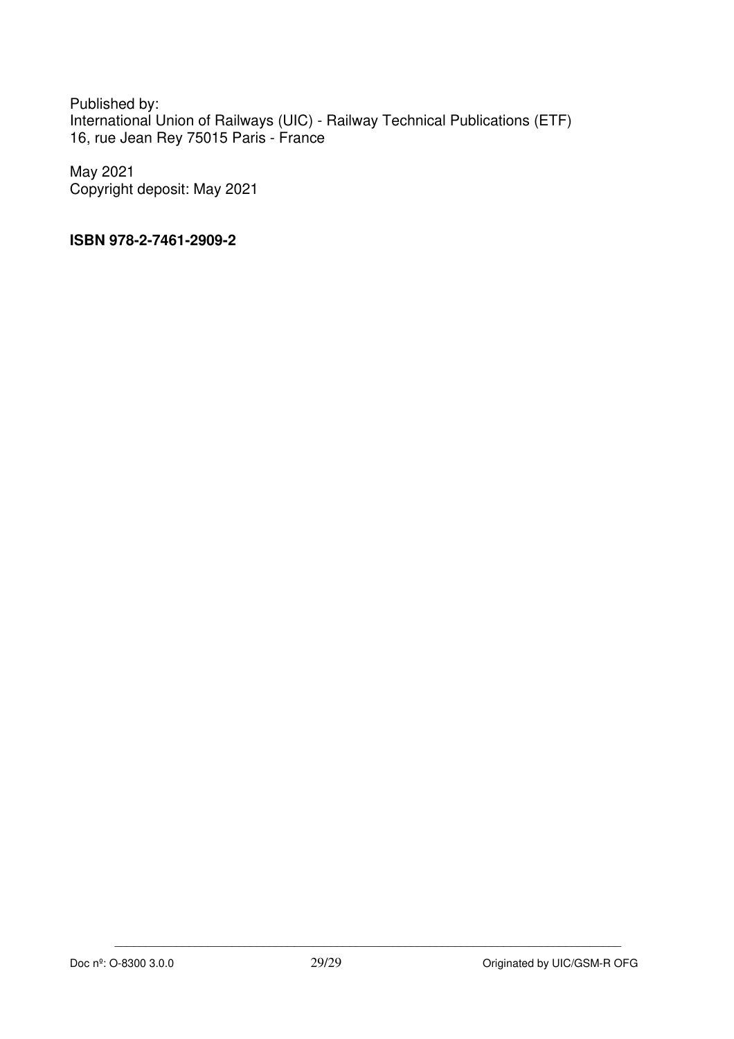Published by:
International Union of Railways (UIC) - Railway Technical Publications (ETF)
16, rue Jean Rey 75015 Paris - France

May 2021
Copyright deposit: May 2021

**ISBN 978-2-7461-2909-2**